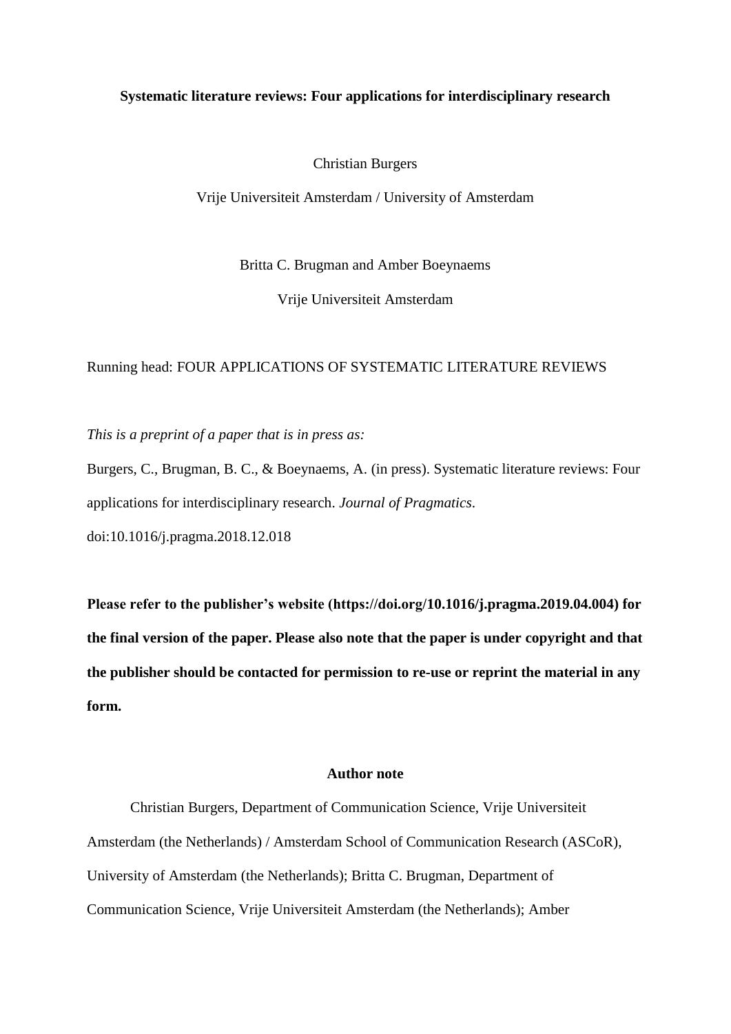**Systematic literature reviews: Four applications for interdisciplinary research**

Christian Burgers

Vrije Universiteit Amsterdam / University of Amsterdam

Britta C. Brugman and Amber Boeynaems

Vrije Universiteit Amsterdam

Running head: FOUR APPLICATIONS OF SYSTEMATIC LITERATURE REVIEWS

*This is a preprint of a paper that is in press as:*

Burgers, C., Brugman, B. C., & Boeynaems, A. (in press). Systematic literature reviews: Four applications for interdisciplinary research. *Journal of Pragmatics*. doi:10.1016/j.pragma.2018.12.018

**Please refer to the publisher's website (https://doi.org/10.1016/j.pragma.2019.04.004) for the final version of the paper. Please also note that the paper is under copyright and that the publisher should be contacted for permission to re-use or reprint the material in any form.**

**Author note**

Christian Burgers, Department of Communication Science, Vrije Universiteit Amsterdam (the Netherlands) / Amsterdam School of Communication Research (ASCoR), University of Amsterdam (the Netherlands); Britta C. Brugman, Department of Communication Science, Vrije Universiteit Amsterdam (the Netherlands); Amber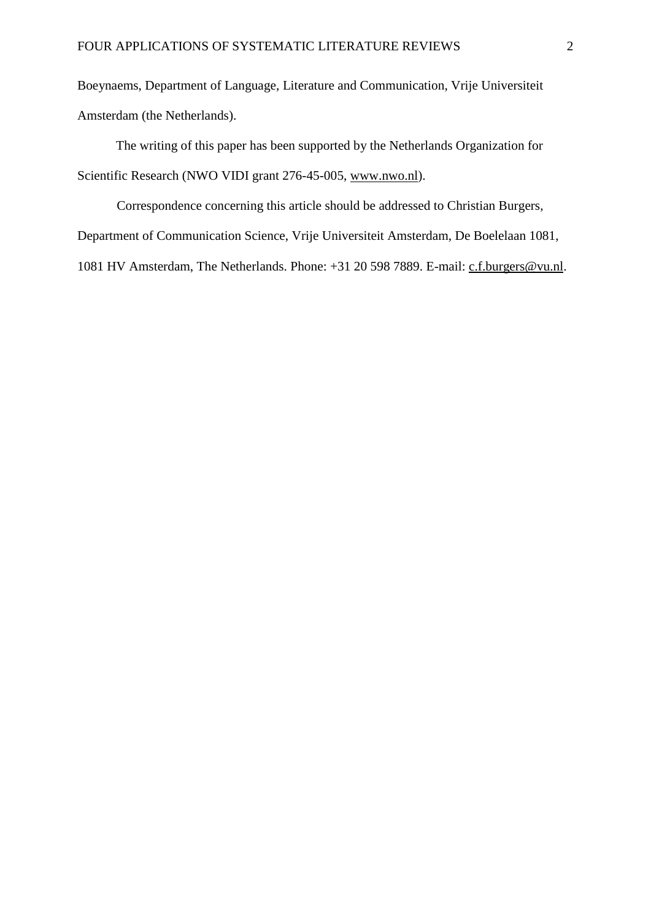Boeynaems, Department of Language, Literature and Communication, Vrije Universiteit Amsterdam (the Netherlands).

The writing of this paper has been supported by the Netherlands Organization for Scientific Research (NWO VIDI grant 276-45-005, www.nwo.nl).

Correspondence concerning this article should be addressed to Christian Burgers, Department of Communication Science, Vrije Universiteit Amsterdam, De Boelelaan 1081, 1081 HV Amsterdam, The Netherlands. Phone: +31 20 598 7889. E-mail: c.f.burgers@vu.nl.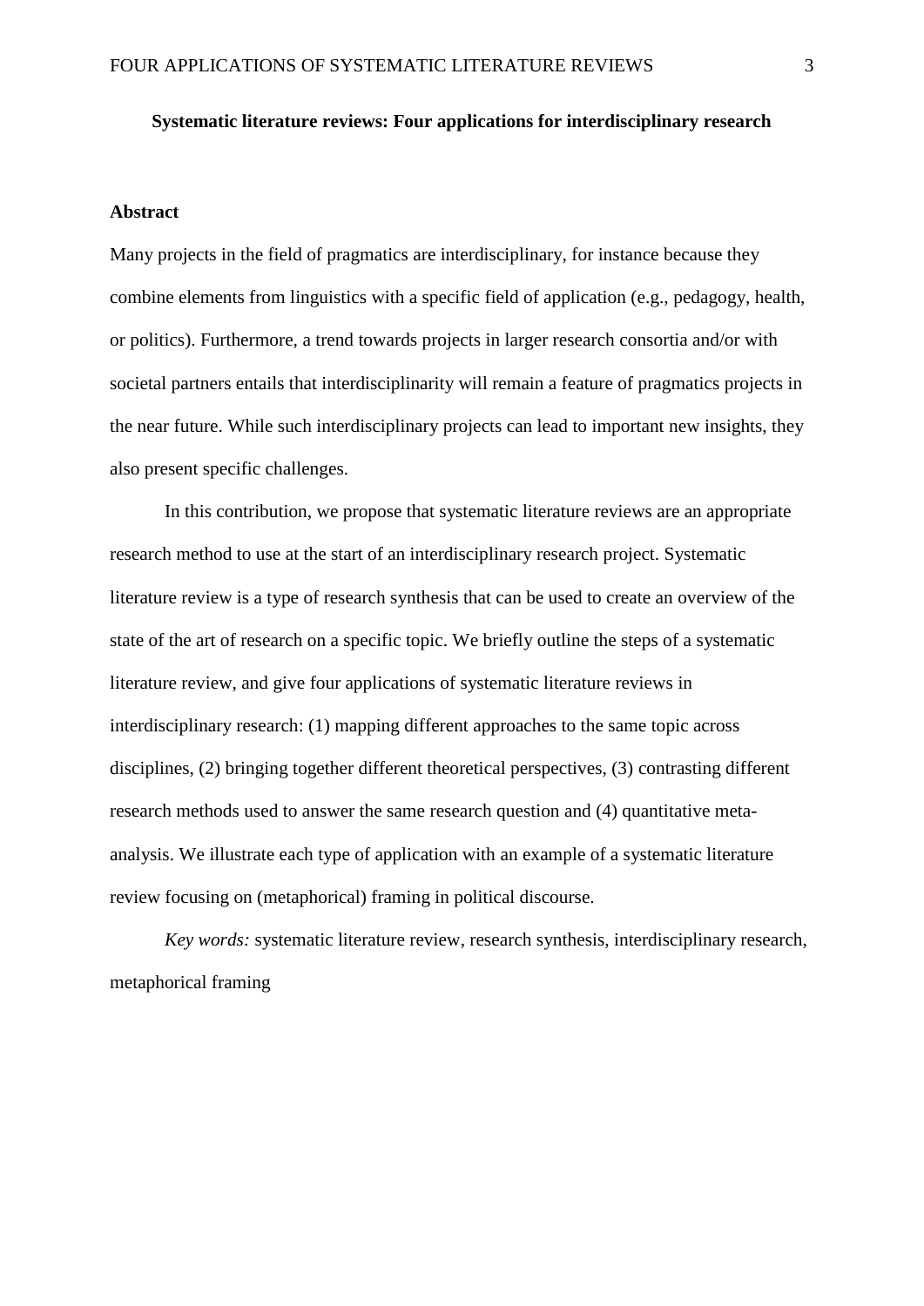**Systematic literature reviews: Four applications for interdisciplinary research**

## Abstract

Many projects in the field of pragmatics are interdisciplinary, for instance because they combine elements from linguistics with a specific field of application (e.g., pedagogy, health, or politics). Furthermore, a trend towards projects in larger research consortia and/or with societal partners entails that interdisciplinarity will remain a feature of pragmatics projects in the near future. While such interdisciplinary projects can lead to important new insights, they also present specific challenges.

In this contribution, we propose that systematic literature reviews are an appropriate research method to use at the start of an interdisciplinary research project. Systematic literature review is a type of research synthesis that can be used to create an overview of the state of the art of research on a specific topic. We briefly outline the steps of a systematic literature review, and give four applications of systematic literature reviews in interdisciplinary research: (1) mapping different approaches to the same topic across disciplines, (2) bringing together different theoretical perspectives, (3) contrasting different research methods used to answer the same research question and (4) quantitative meta-analysis. We illustrate each type of application with an example of a systematic literature review focusing on (metaphorical) framing in political discourse.

*Key words:* systematic literature review, research synthesis, interdisciplinary research, metaphorical framing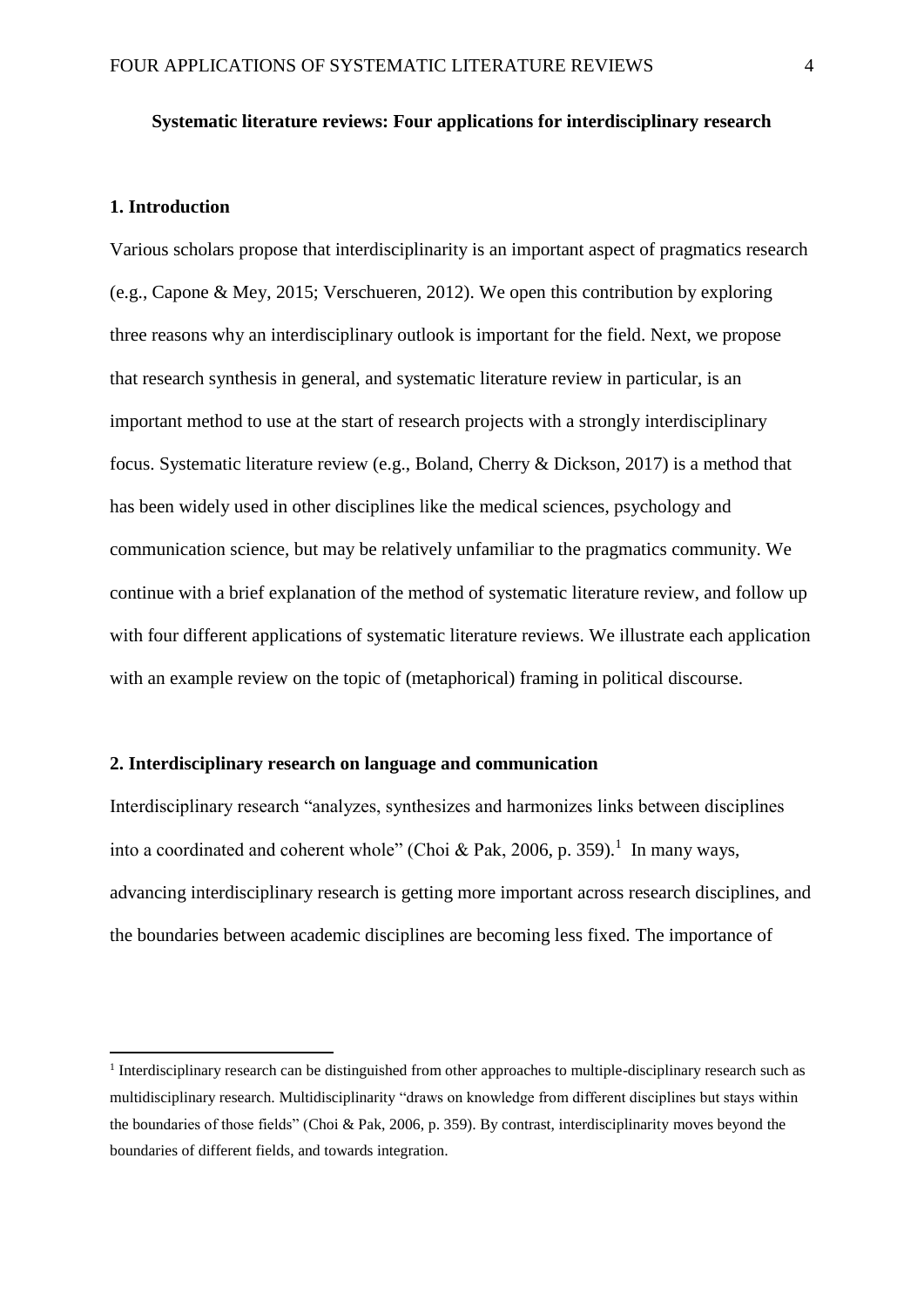**Systematic literature reviews: Four applications for interdisciplinary research**

## 1. Introduction

Various scholars propose that interdisciplinarity is an important aspect of pragmatics research (e.g., Capone & Mey, 2015; Verschueren, 2012). We open this contribution by exploring three reasons why an interdisciplinary outlook is important for the field. Next, we propose that research synthesis in general, and systematic literature review in particular, is an important method to use at the start of research projects with a strongly interdisciplinary focus. Systematic literature review (e.g., Boland, Cherry & Dickson, 2017) is a method that has been widely used in other disciplines like the medical sciences, psychology and communication science, but may be relatively unfamiliar to the pragmatics community. We continue with a brief explanation of the method of systematic literature review, and follow up with four different applications of systematic literature reviews. We illustrate each application with an example review on the topic of (metaphorical) framing in political discourse.

## 2. Interdisciplinary research on language and communication

Interdisciplinary research "analyzes, synthesizes and harmonizes links between disciplines into a coordinated and coherent whole" (Choi & Pak, 2006, p. 359).[1] In many ways, advancing interdisciplinary research is getting more important across research disciplines, and the boundaries between academic disciplines are becoming less fixed. The importance of

[1] Interdisciplinary research can be distinguished from other approaches to multiple-disciplinary research such as multidisciplinary research. Multidisciplinarity "draws on knowledge from different disciplines but stays within the boundaries of those fields" (Choi & Pak, 2006, p. 359). By contrast, interdisciplinarity moves beyond the boundaries of different fields, and towards integration.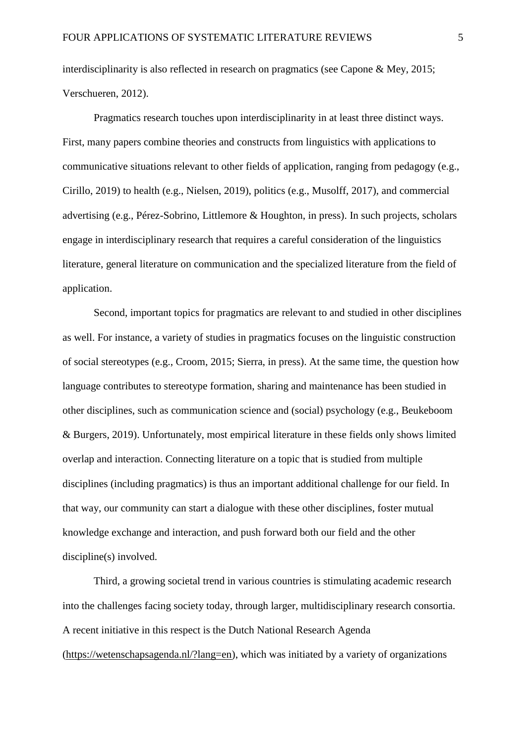interdisciplinarity is also reflected in research on pragmatics (see Capone & Mey, 2015; Verschueren, 2012).

Pragmatics research touches upon interdisciplinarity in at least three distinct ways. First, many papers combine theories and constructs from linguistics with applications to communicative situations relevant to other fields of application, ranging from pedagogy (e.g., Cirillo, 2019) to health (e.g., Nielsen, 2019), politics (e.g., Musolff, 2017), and commercial advertising (e.g., Pérez-Sobrino, Littlemore & Houghton, in press). In such projects, scholars engage in interdisciplinary research that requires a careful consideration of the linguistics literature, general literature on communication and the specialized literature from the field of application.

Second, important topics for pragmatics are relevant to and studied in other disciplines as well. For instance, a variety of studies in pragmatics focuses on the linguistic construction of social stereotypes (e.g., Croom, 2015; Sierra, in press). At the same time, the question how language contributes to stereotype formation, sharing and maintenance has been studied in other disciplines, such as communication science and (social) psychology (e.g., Beukeboom & Burgers, 2019). Unfortunately, most empirical literature in these fields only shows limited overlap and interaction. Connecting literature on a topic that is studied from multiple disciplines (including pragmatics) is thus an important additional challenge for our field. In that way, our community can start a dialogue with these other disciplines, foster mutual knowledge exchange and interaction, and push forward both our field and the other discipline(s) involved.

Third, a growing societal trend in various countries is stimulating academic research into the challenges facing society today, through larger, multidisciplinary research consortia. A recent initiative in this respect is the Dutch National Research Agenda (https://wetenschapsagenda.nl/?lang=en), which was initiated by a variety of organizations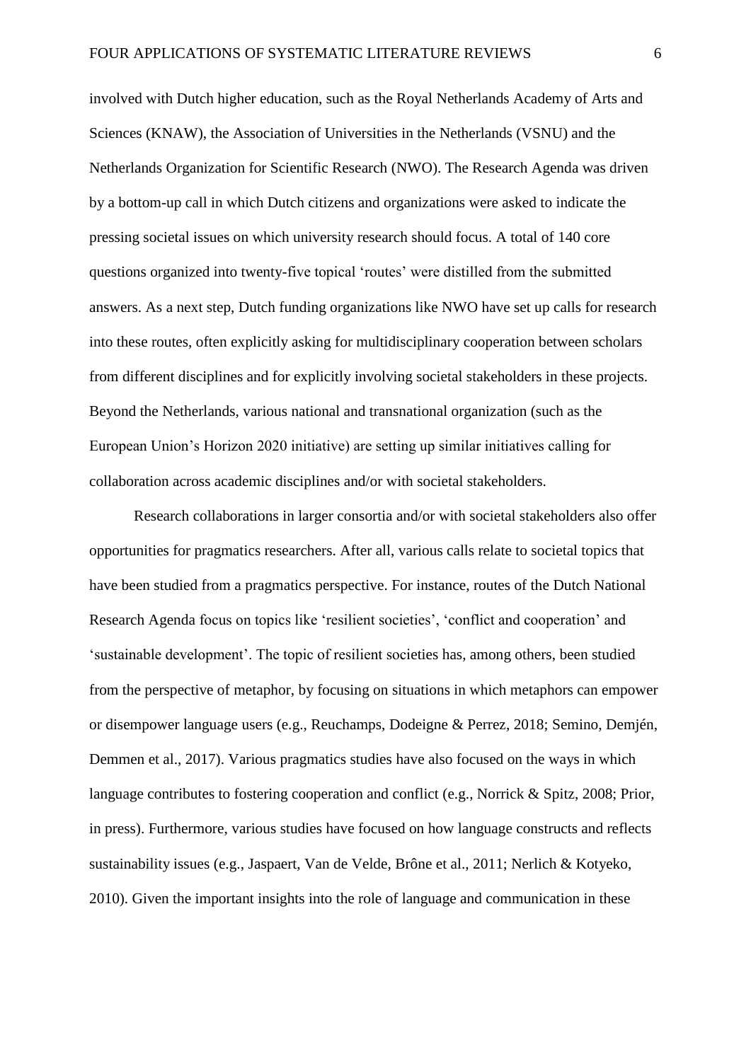involved with Dutch higher education, such as the Royal Netherlands Academy of Arts and Sciences (KNAW), the Association of Universities in the Netherlands (VSNU) and the Netherlands Organization for Scientific Research (NWO). The Research Agenda was driven by a bottom-up call in which Dutch citizens and organizations were asked to indicate the pressing societal issues on which university research should focus. A total of 140 core questions organized into twenty-five topical 'routes' were distilled from the submitted answers. As a next step, Dutch funding organizations like NWO have set up calls for research into these routes, often explicitly asking for multidisciplinary cooperation between scholars from different disciplines and for explicitly involving societal stakeholders in these projects. Beyond the Netherlands, various national and transnational organization (such as the European Union's Horizon 2020 initiative) are setting up similar initiatives calling for collaboration across academic disciplines and/or with societal stakeholders.

Research collaborations in larger consortia and/or with societal stakeholders also offer opportunities for pragmatics researchers. After all, various calls relate to societal topics that have been studied from a pragmatics perspective. For instance, routes of the Dutch National Research Agenda focus on topics like 'resilient societies', 'conflict and cooperation' and 'sustainable development'. The topic of resilient societies has, among others, been studied from the perspective of metaphor, by focusing on situations in which metaphors can empower or disempower language users (e.g., Reuchamps, Dodeigne & Perrez, 2018; Semino, Demjén, Demmen et al., 2017). Various pragmatics studies have also focused on the ways in which language contributes to fostering cooperation and conflict (e.g., Norrick & Spitz, 2008; Prior, in press). Furthermore, various studies have focused on how language constructs and reflects sustainability issues (e.g., Jaspaert, Van de Velde, Brône et al., 2011; Nerlich & Kotyeko, 2010). Given the important insights into the role of language and communication in these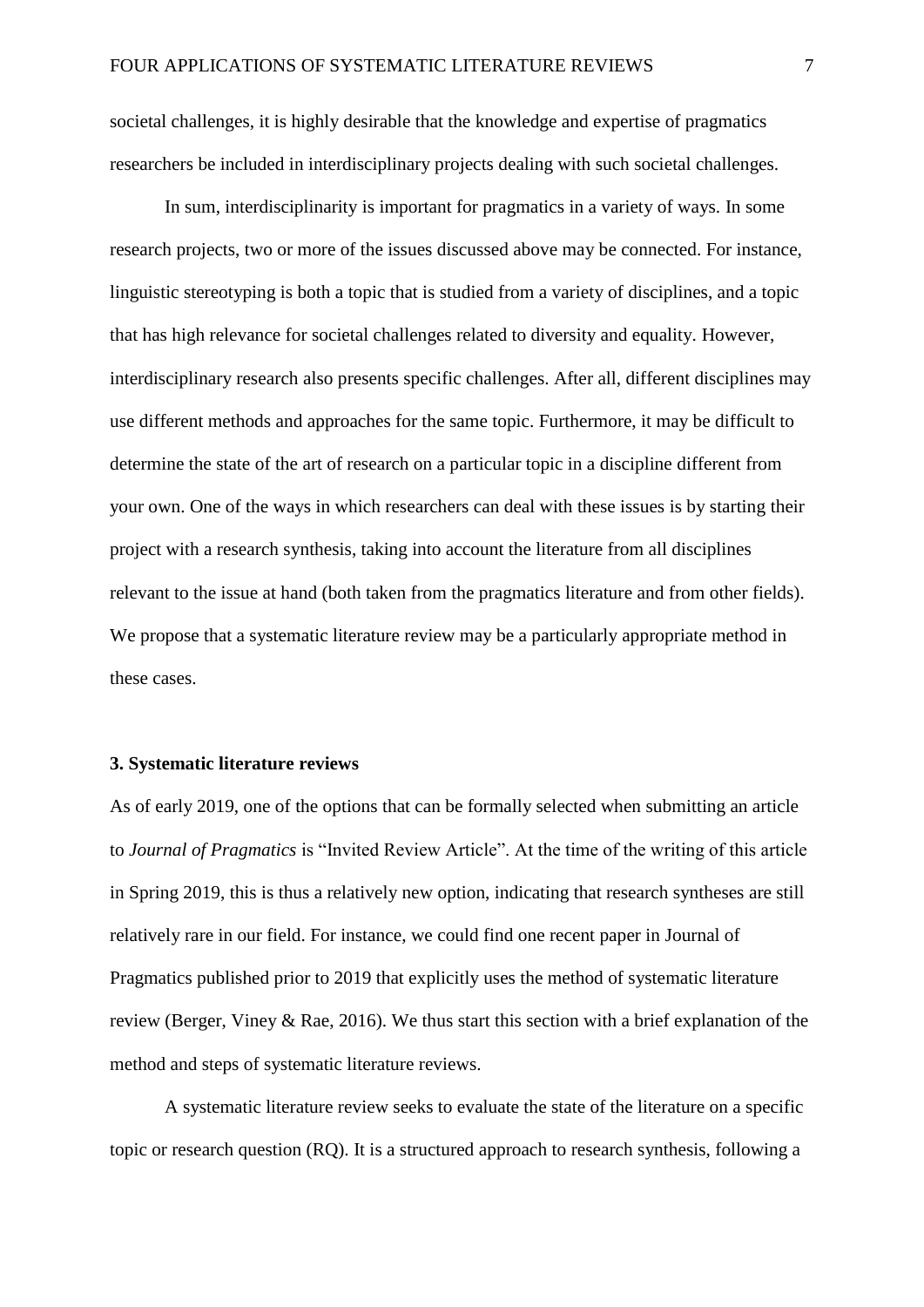societal challenges, it is highly desirable that the knowledge and expertise of pragmatics researchers be included in interdisciplinary projects dealing with such societal challenges.

In sum, interdisciplinarity is important for pragmatics in a variety of ways. In some research projects, two or more of the issues discussed above may be connected. For instance, linguistic stereotyping is both a topic that is studied from a variety of disciplines, and a topic that has high relevance for societal challenges related to diversity and equality. However, interdisciplinary research also presents specific challenges. After all, different disciplines may use different methods and approaches for the same topic. Furthermore, it may be difficult to determine the state of the art of research on a particular topic in a discipline different from your own. One of the ways in which researchers can deal with these issues is by starting their project with a research synthesis, taking into account the literature from all disciplines relevant to the issue at hand (both taken from the pragmatics literature and from other fields). We propose that a systematic literature review may be a particularly appropriate method in these cases.

## 3. Systematic literature reviews

As of early 2019, one of the options that can be formally selected when submitting an article to *Journal of Pragmatics* is "Invited Review Article". At the time of the writing of this article in Spring 2019, this is thus a relatively new option, indicating that research syntheses are still relatively rare in our field. For instance, we could find one recent paper in Journal of Pragmatics published prior to 2019 that explicitly uses the method of systematic literature review (Berger, Viney & Rae, 2016). We thus start this section with a brief explanation of the method and steps of systematic literature reviews.

A systematic literature review seeks to evaluate the state of the literature on a specific topic or research question (RQ). It is a structured approach to research synthesis, following a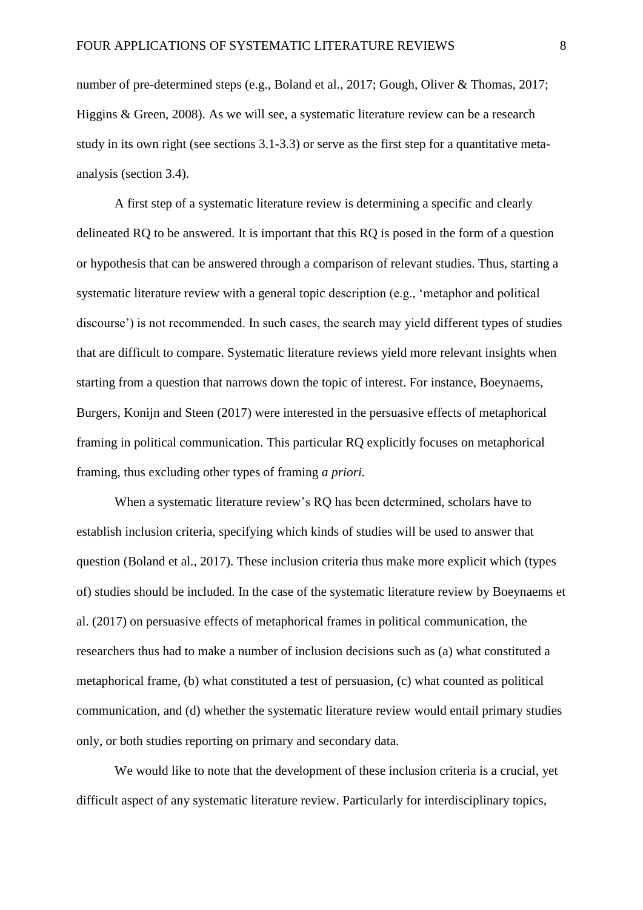number of pre-determined steps (e.g., Boland et al., 2017; Gough, Oliver & Thomas, 2017; Higgins & Green, 2008). As we will see, a systematic literature review can be a research study in its own right (see sections 3.1-3.3) or serve as the first step for a quantitative meta-analysis (section 3.4).

A first step of a systematic literature review is determining a specific and clearly delineated RQ to be answered. It is important that this RQ is posed in the form of a question or hypothesis that can be answered through a comparison of relevant studies. Thus, starting a systematic literature review with a general topic description (e.g., 'metaphor and political discourse') is not recommended. In such cases, the search may yield different types of studies that are difficult to compare. Systematic literature reviews yield more relevant insights when starting from a question that narrows down the topic of interest. For instance, Boeynaems, Burgers, Konijn and Steen (2017) were interested in the persuasive effects of metaphorical framing in political communication. This particular RQ explicitly focuses on metaphorical framing, thus excluding other types of framing *a priori.*

When a systematic literature review's RQ has been determined, scholars have to establish inclusion criteria, specifying which kinds of studies will be used to answer that question (Boland et al., 2017). These inclusion criteria thus make more explicit which (types of) studies should be included. In the case of the systematic literature review by Boeynaems et al. (2017) on persuasive effects of metaphorical frames in political communication, the researchers thus had to make a number of inclusion decisions such as (a) what constituted a metaphorical frame, (b) what constituted a test of persuasion, (c) what counted as political communication, and (d) whether the systematic literature review would entail primary studies only, or both studies reporting on primary and secondary data.

We would like to note that the development of these inclusion criteria is a crucial, yet difficult aspect of any systematic literature review. Particularly for interdisciplinary topics,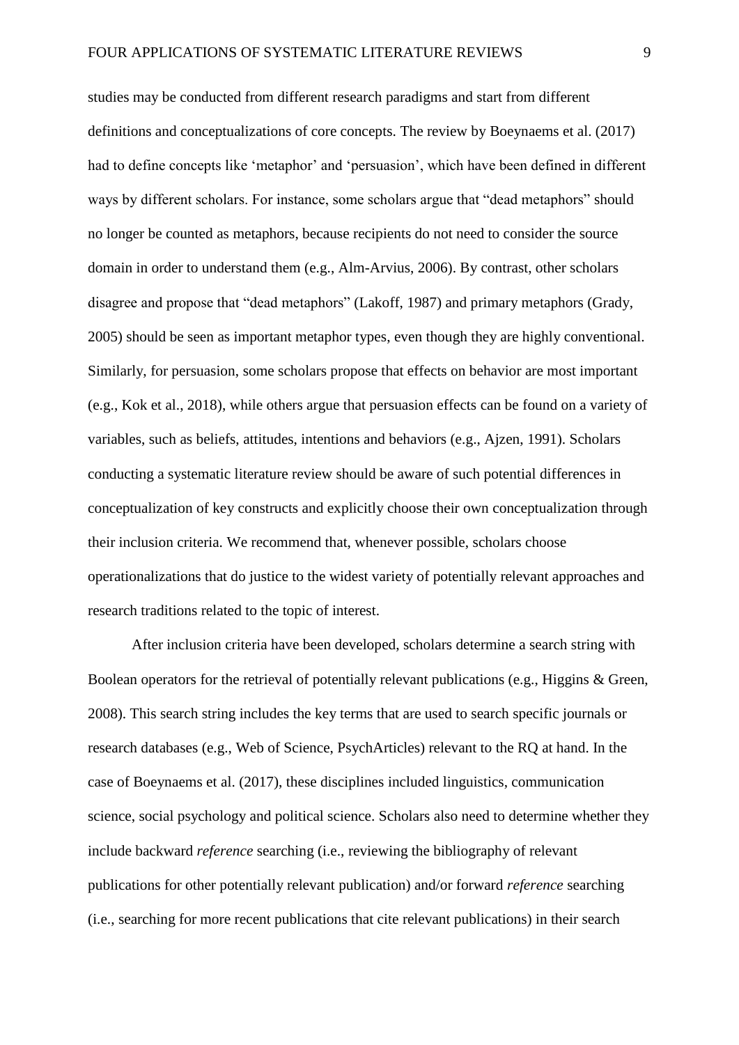studies may be conducted from different research paradigms and start from different definitions and conceptualizations of core concepts. The review by Boeynaems et al. (2017) had to define concepts like 'metaphor' and 'persuasion', which have been defined in different ways by different scholars. For instance, some scholars argue that "dead metaphors" should no longer be counted as metaphors, because recipients do not need to consider the source domain in order to understand them (e.g., Alm-Arvius, 2006). By contrast, other scholars disagree and propose that "dead metaphors" (Lakoff, 1987) and primary metaphors (Grady, 2005) should be seen as important metaphor types, even though they are highly conventional. Similarly, for persuasion, some scholars propose that effects on behavior are most important (e.g., Kok et al., 2018), while others argue that persuasion effects can be found on a variety of variables, such as beliefs, attitudes, intentions and behaviors (e.g., Ajzen, 1991). Scholars conducting a systematic literature review should be aware of such potential differences in conceptualization of key constructs and explicitly choose their own conceptualization through their inclusion criteria. We recommend that, whenever possible, scholars choose operationalizations that do justice to the widest variety of potentially relevant approaches and research traditions related to the topic of interest.

After inclusion criteria have been developed, scholars determine a search string with Boolean operators for the retrieval of potentially relevant publications (e.g., Higgins & Green, 2008). This search string includes the key terms that are used to search specific journals or research databases (e.g., Web of Science, PsychArticles) relevant to the RQ at hand. In the case of Boeynaems et al. (2017), these disciplines included linguistics, communication science, social psychology and political science. Scholars also need to determine whether they include backward *reference* searching (i.e., reviewing the bibliography of relevant publications for other potentially relevant publication) and/or forward *reference* searching (i.e., searching for more recent publications that cite relevant publications) in their search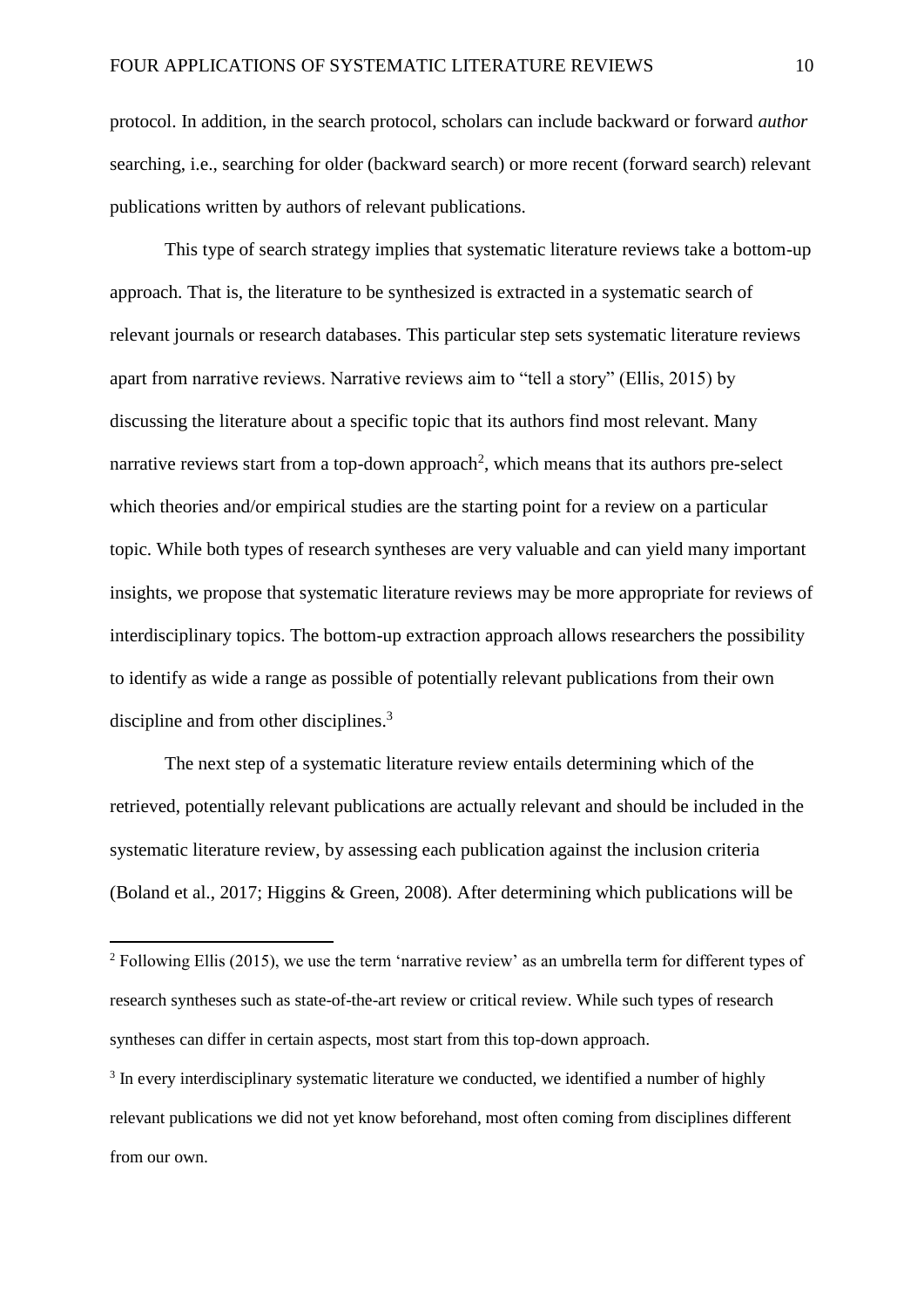protocol. In addition, in the search protocol, scholars can include backward or forward *author* searching, i.e., searching for older (backward search) or more recent (forward search) relevant publications written by authors of relevant publications.

This type of search strategy implies that systematic literature reviews take a bottom-up approach. That is, the literature to be synthesized is extracted in a systematic search of relevant journals or research databases. This particular step sets systematic literature reviews apart from narrative reviews. Narrative reviews aim to "tell a story" (Ellis, 2015) by discussing the literature about a specific topic that its authors find most relevant. Many narrative reviews start from a top-down approach[2], which means that its authors pre-select which theories and/or empirical studies are the starting point for a review on a particular topic. While both types of research syntheses are very valuable and can yield many important insights, we propose that systematic literature reviews may be more appropriate for reviews of interdisciplinary topics. The bottom-up extraction approach allows researchers the possibility to identify as wide a range as possible of potentially relevant publications from their own discipline and from other disciplines.[3]

The next step of a systematic literature review entails determining which of the retrieved, potentially relevant publications are actually relevant and should be included in the systematic literature review, by assessing each publication against the inclusion criteria (Boland et al., 2017; Higgins & Green, 2008). After determining which publications will be

---

[2] Following Ellis (2015), we use the term 'narrative review' as an umbrella term for different types of research syntheses such as state-of-the-art review or critical review. While such types of research syntheses can differ in certain aspects, most start from this top-down approach.

[3] In every interdisciplinary systematic literature we conducted, we identified a number of highly relevant publications we did not yet know beforehand, most often coming from disciplines different from our own.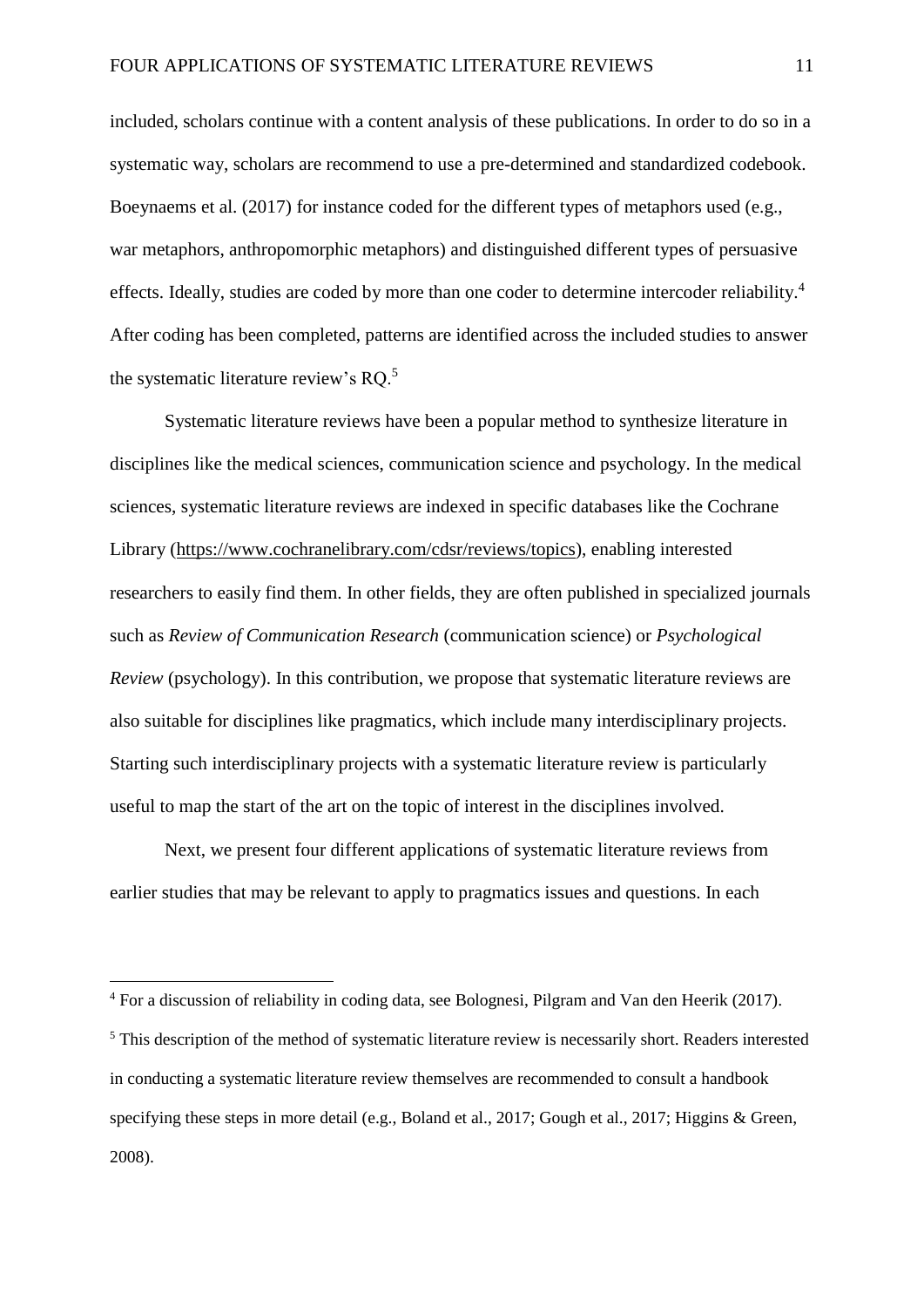included, scholars continue with a content analysis of these publications. In order to do so in a systematic way, scholars are recommend to use a pre-determined and standardized codebook. Boeynaems et al. (2017) for instance coded for the different types of metaphors used (e.g., war metaphors, anthropomorphic metaphors) and distinguished different types of persuasive effects. Ideally, studies are coded by more than one coder to determine intercoder reliability.[4] After coding has been completed, patterns are identified across the included studies to answer the systematic literature review's RQ.[5]

Systematic literature reviews have been a popular method to synthesize literature in disciplines like the medical sciences, communication science and psychology. In the medical sciences, systematic literature reviews are indexed in specific databases like the Cochrane Library (https://www.cochranelibrary.com/cdsr/reviews/topics), enabling interested researchers to easily find them. In other fields, they are often published in specialized journals such as *Review of Communication Research* (communication science) or *Psychological Review* (psychology). In this contribution, we propose that systematic literature reviews are also suitable for disciplines like pragmatics, which include many interdisciplinary projects. Starting such interdisciplinary projects with a systematic literature review is particularly useful to map the start of the art on the topic of interest in the disciplines involved.

Next, we present four different applications of systematic literature reviews from earlier studies that may be relevant to apply to pragmatics issues and questions. In each

---

[4] For a discussion of reliability in coding data, see Bolognesi, Pilgram and Van den Heerik (2017).

[5] This description of the method of systematic literature review is necessarily short. Readers interested in conducting a systematic literature review themselves are recommended to consult a handbook specifying these steps in more detail (e.g., Boland et al., 2017; Gough et al., 2017; Higgins & Green, 2008).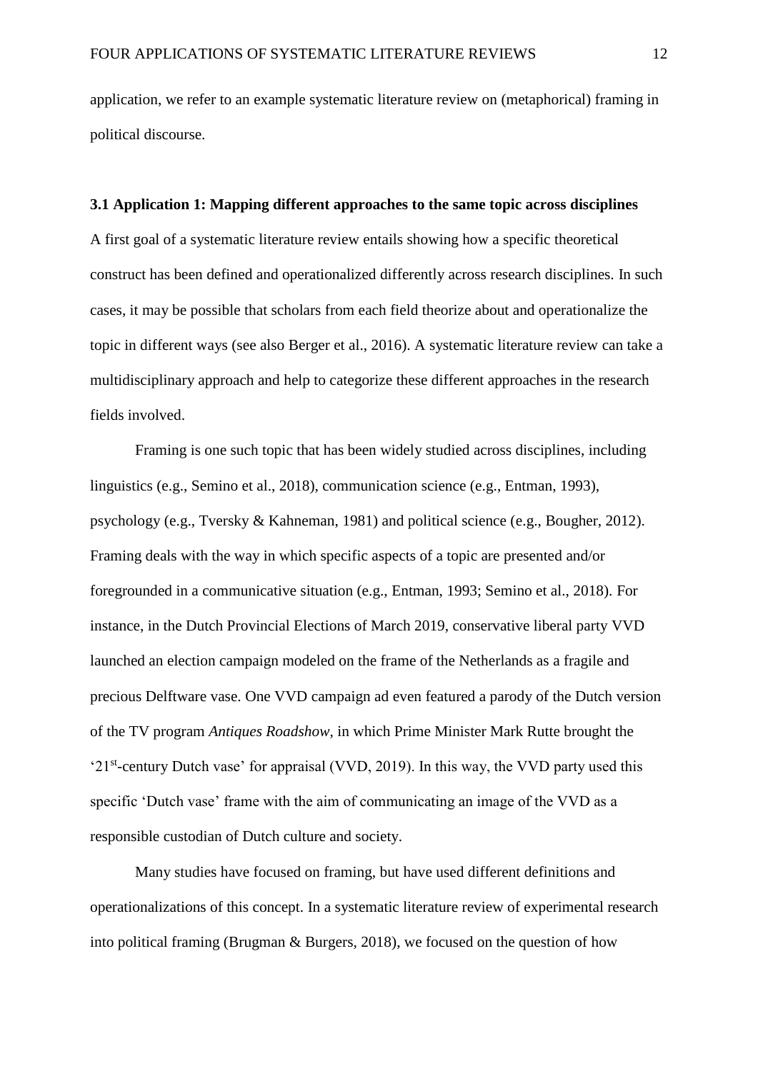application, we refer to an example systematic literature review on (metaphorical) framing in political discourse.

### 3.1 Application 1: Mapping different approaches to the same topic across disciplines

A first goal of a systematic literature review entails showing how a specific theoretical construct has been defined and operationalized differently across research disciplines. In such cases, it may be possible that scholars from each field theorize about and operationalize the topic in different ways (see also Berger et al., 2016). A systematic literature review can take a multidisciplinary approach and help to categorize these different approaches in the research fields involved.

Framing is one such topic that has been widely studied across disciplines, including linguistics (e.g., Semino et al., 2018), communication science (e.g., Entman, 1993), psychology (e.g., Tversky & Kahneman, 1981) and political science (e.g., Bougher, 2012). Framing deals with the way in which specific aspects of a topic are presented and/or foregrounded in a communicative situation (e.g., Entman, 1993; Semino et al., 2018). For instance, in the Dutch Provincial Elections of March 2019, conservative liberal party VVD launched an election campaign modeled on the frame of the Netherlands as a fragile and precious Delftware vase. One VVD campaign ad even featured a parody of the Dutch version of the TV program *Antiques Roadshow*, in which Prime Minister Mark Rutte brought the '21st-century Dutch vase' for appraisal (VVD, 2019). In this way, the VVD party used this specific 'Dutch vase' frame with the aim of communicating an image of the VVD as a responsible custodian of Dutch culture and society.

Many studies have focused on framing, but have used different definitions and operationalizations of this concept. In a systematic literature review of experimental research into political framing (Brugman & Burgers, 2018), we focused on the question of how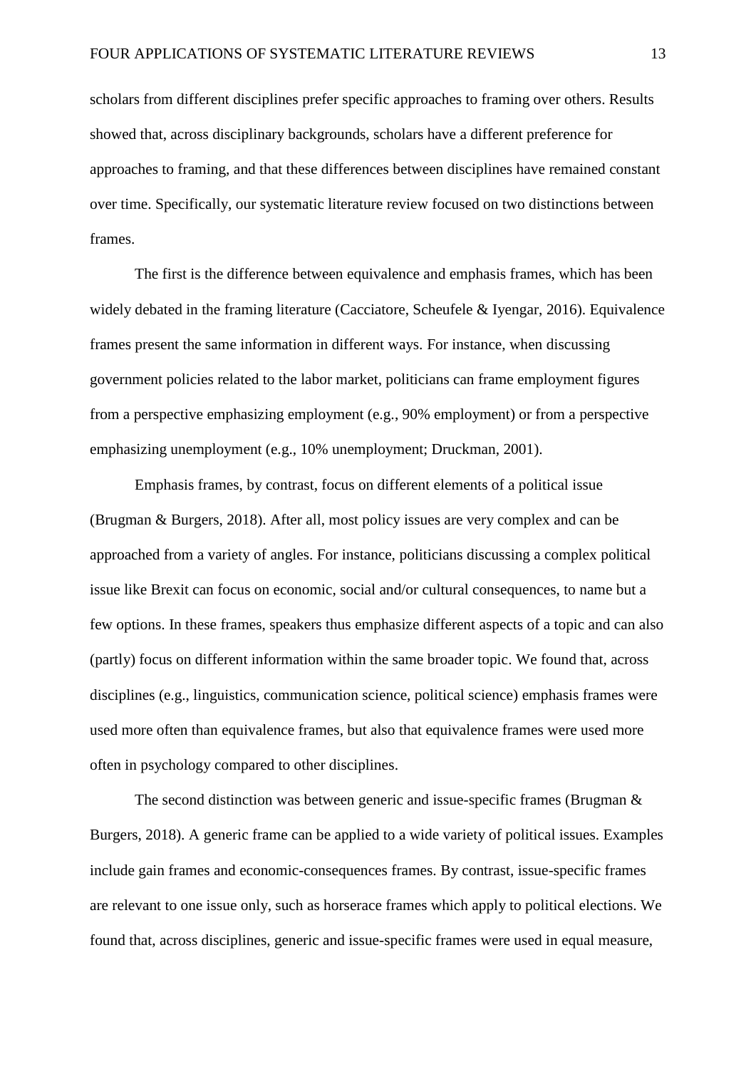scholars from different disciplines prefer specific approaches to framing over others. Results showed that, across disciplinary backgrounds, scholars have a different preference for approaches to framing, and that these differences between disciplines have remained constant over time. Specifically, our systematic literature review focused on two distinctions between frames.

The first is the difference between equivalence and emphasis frames, which has been widely debated in the framing literature (Cacciatore, Scheufele & Iyengar, 2016). Equivalence frames present the same information in different ways. For instance, when discussing government policies related to the labor market, politicians can frame employment figures from a perspective emphasizing employment (e.g., 90% employment) or from a perspective emphasizing unemployment (e.g., 10% unemployment; Druckman, 2001).

Emphasis frames, by contrast, focus on different elements of a political issue (Brugman & Burgers, 2018). After all, most policy issues are very complex and can be approached from a variety of angles. For instance, politicians discussing a complex political issue like Brexit can focus on economic, social and/or cultural consequences, to name but a few options. In these frames, speakers thus emphasize different aspects of a topic and can also (partly) focus on different information within the same broader topic. We found that, across disciplines (e.g., linguistics, communication science, political science) emphasis frames were used more often than equivalence frames, but also that equivalence frames were used more often in psychology compared to other disciplines.

The second distinction was between generic and issue-specific frames (Brugman & Burgers, 2018). A generic frame can be applied to a wide variety of political issues. Examples include gain frames and economic-consequences frames. By contrast, issue-specific frames are relevant to one issue only, such as horserace frames which apply to political elections. We found that, across disciplines, generic and issue-specific frames were used in equal measure,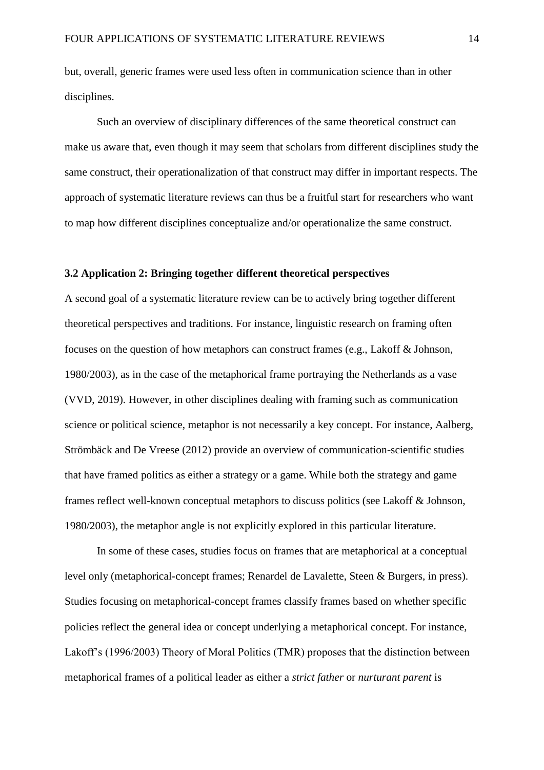but, overall, generic frames were used less often in communication science than in other disciplines.

Such an overview of disciplinary differences of the same theoretical construct can make us aware that, even though it may seem that scholars from different disciplines study the same construct, their operationalization of that construct may differ in important respects. The approach of systematic literature reviews can thus be a fruitful start for researchers who want to map how different disciplines conceptualize and/or operationalize the same construct.

### 3.2 Application 2: Bringing together different theoretical perspectives

A second goal of a systematic literature review can be to actively bring together different theoretical perspectives and traditions. For instance, linguistic research on framing often focuses on the question of how metaphors can construct frames (e.g., Lakoff & Johnson, 1980/2003), as in the case of the metaphorical frame portraying the Netherlands as a vase (VVD, 2019). However, in other disciplines dealing with framing such as communication science or political science, metaphor is not necessarily a key concept. For instance, Aalberg, Strömbäck and De Vreese (2012) provide an overview of communication-scientific studies that have framed politics as either a strategy or a game. While both the strategy and game frames reflect well-known conceptual metaphors to discuss politics (see Lakoff & Johnson, 1980/2003), the metaphor angle is not explicitly explored in this particular literature.

In some of these cases, studies focus on frames that are metaphorical at a conceptual level only (metaphorical-concept frames; Renardel de Lavalette, Steen & Burgers, in press). Studies focusing on metaphorical-concept frames classify frames based on whether specific policies reflect the general idea or concept underlying a metaphorical concept. For instance, Lakoff's (1996/2003) Theory of Moral Politics (TMR) proposes that the distinction between metaphorical frames of a political leader as either a *strict father* or *nurturant parent* is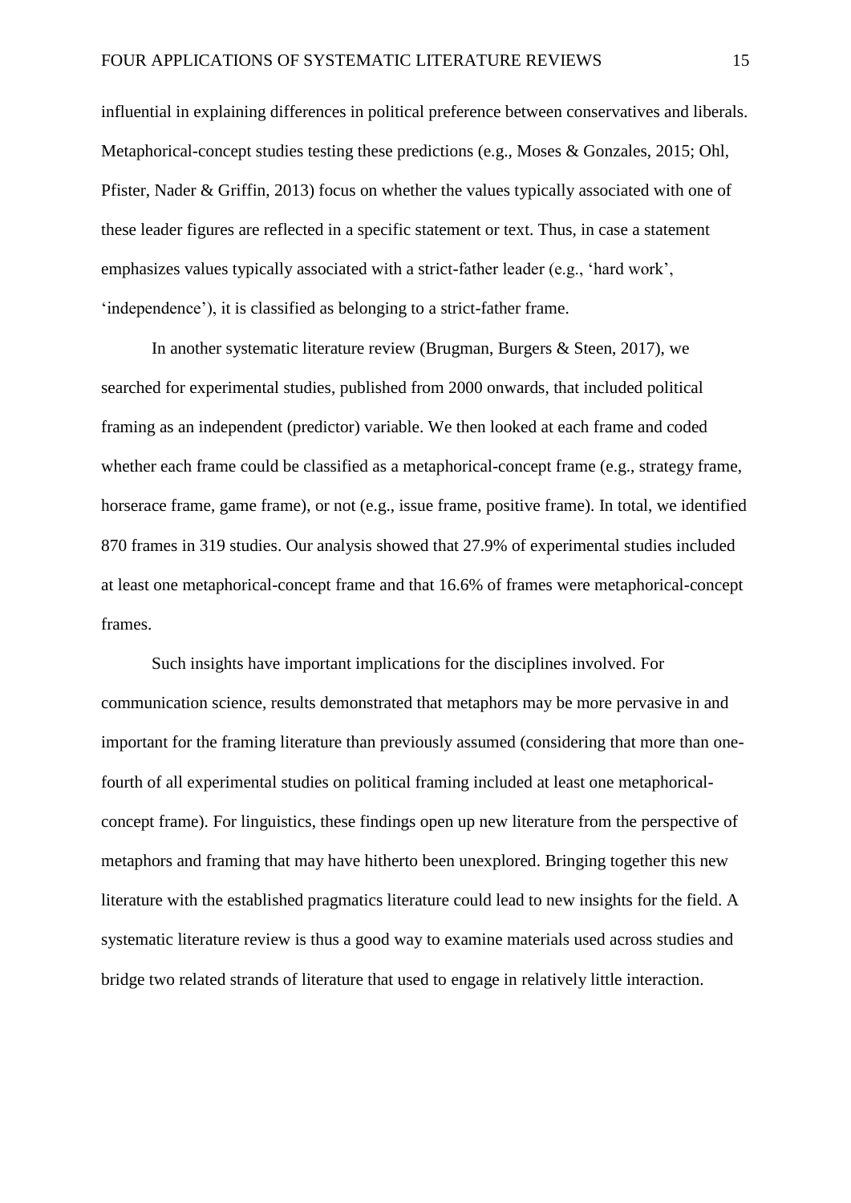influential in explaining differences in political preference between conservatives and liberals. Metaphorical-concept studies testing these predictions (e.g., Moses & Gonzales, 2015; Ohl, Pfister, Nader & Griffin, 2013) focus on whether the values typically associated with one of these leader figures are reflected in a specific statement or text. Thus, in case a statement emphasizes values typically associated with a strict-father leader (e.g., 'hard work', 'independence'), it is classified as belonging to a strict-father frame.

In another systematic literature review (Brugman, Burgers & Steen, 2017), we searched for experimental studies, published from 2000 onwards, that included political framing as an independent (predictor) variable. We then looked at each frame and coded whether each frame could be classified as a metaphorical-concept frame (e.g., strategy frame, horserace frame, game frame), or not (e.g., issue frame, positive frame). In total, we identified 870 frames in 319 studies. Our analysis showed that 27.9% of experimental studies included at least one metaphorical-concept frame and that 16.6% of frames were metaphorical-concept frames.

Such insights have important implications for the disciplines involved. For communication science, results demonstrated that metaphors may be more pervasive in and important for the framing literature than previously assumed (considering that more than one-fourth of all experimental studies on political framing included at least one metaphorical-concept frame). For linguistics, these findings open up new literature from the perspective of metaphors and framing that may have hitherto been unexplored. Bringing together this new literature with the established pragmatics literature could lead to new insights for the field. A systematic literature review is thus a good way to examine materials used across studies and bridge two related strands of literature that used to engage in relatively little interaction.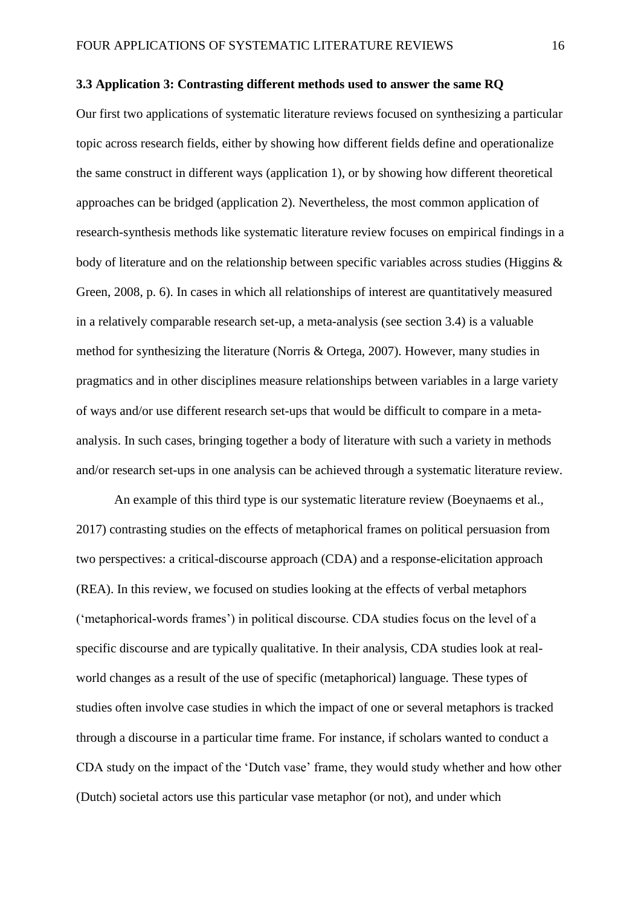### 3.3 Application 3: Contrasting different methods used to answer the same RQ

Our first two applications of systematic literature reviews focused on synthesizing a particular topic across research fields, either by showing how different fields define and operationalize the same construct in different ways (application 1), or by showing how different theoretical approaches can be bridged (application 2). Nevertheless, the most common application of research-synthesis methods like systematic literature review focuses on empirical findings in a body of literature and on the relationship between specific variables across studies (Higgins & Green, 2008, p. 6). In cases in which all relationships of interest are quantitatively measured in a relatively comparable research set-up, a meta-analysis (see section 3.4) is a valuable method for synthesizing the literature (Norris & Ortega, 2007). However, many studies in pragmatics and in other disciplines measure relationships between variables in a large variety of ways and/or use different research set-ups that would be difficult to compare in a meta-analysis. In such cases, bringing together a body of literature with such a variety in methods and/or research set-ups in one analysis can be achieved through a systematic literature review.

An example of this third type is our systematic literature review (Boeynaems et al., 2017) contrasting studies on the effects of metaphorical frames on political persuasion from two perspectives: a critical-discourse approach (CDA) and a response-elicitation approach (REA). In this review, we focused on studies looking at the effects of verbal metaphors ('metaphorical-words frames') in political discourse. CDA studies focus on the level of a specific discourse and are typically qualitative. In their analysis, CDA studies look at real-world changes as a result of the use of specific (metaphorical) language. These types of studies often involve case studies in which the impact of one or several metaphors is tracked through a discourse in a particular time frame. For instance, if scholars wanted to conduct a CDA study on the impact of the 'Dutch vase' frame, they would study whether and how other (Dutch) societal actors use this particular vase metaphor (or not), and under which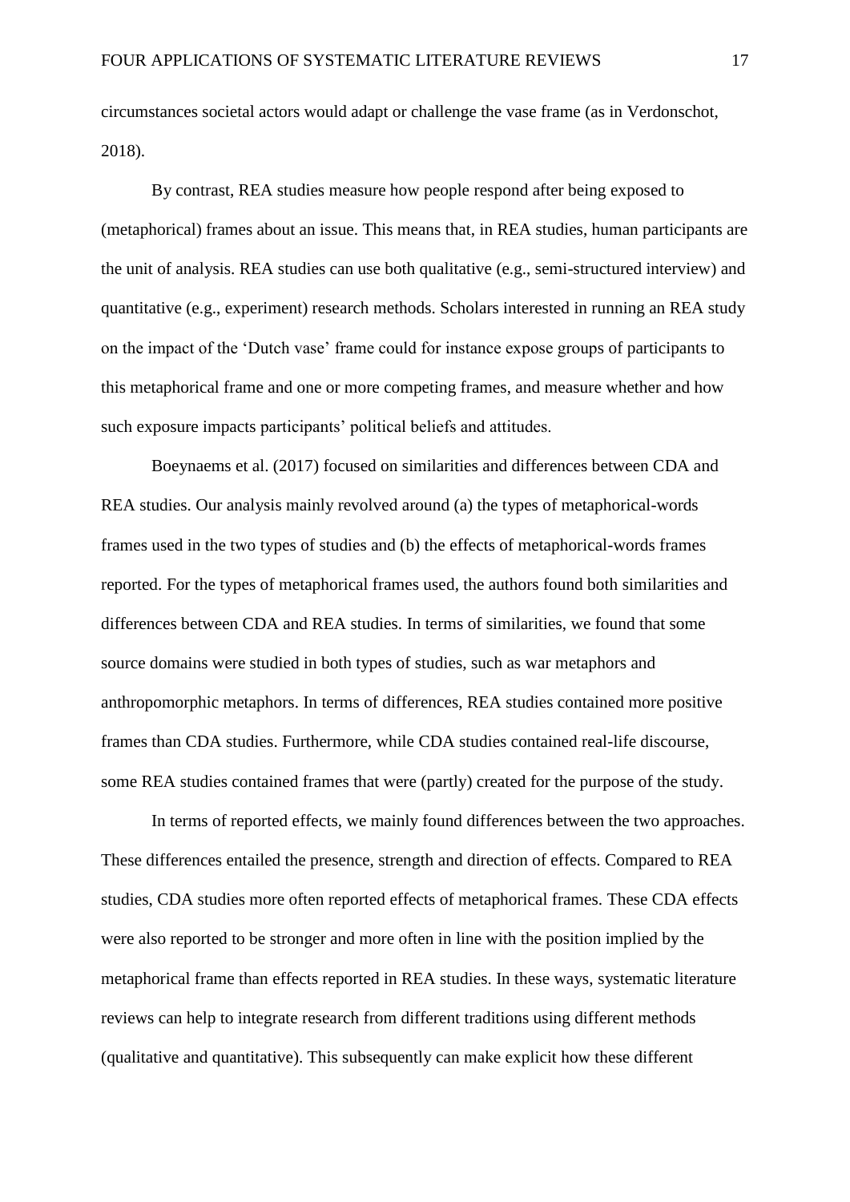circumstances societal actors would adapt or challenge the vase frame (as in Verdonschot, 2018).

By contrast, REA studies measure how people respond after being exposed to (metaphorical) frames about an issue. This means that, in REA studies, human participants are the unit of analysis. REA studies can use both qualitative (e.g., semi-structured interview) and quantitative (e.g., experiment) research methods. Scholars interested in running an REA study on the impact of the 'Dutch vase' frame could for instance expose groups of participants to this metaphorical frame and one or more competing frames, and measure whether and how such exposure impacts participants' political beliefs and attitudes.

Boeynaems et al. (2017) focused on similarities and differences between CDA and REA studies. Our analysis mainly revolved around (a) the types of metaphorical-words frames used in the two types of studies and (b) the effects of metaphorical-words frames reported. For the types of metaphorical frames used, the authors found both similarities and differences between CDA and REA studies. In terms of similarities, we found that some source domains were studied in both types of studies, such as war metaphors and anthropomorphic metaphors. In terms of differences, REA studies contained more positive frames than CDA studies. Furthermore, while CDA studies contained real-life discourse, some REA studies contained frames that were (partly) created for the purpose of the study.

In terms of reported effects, we mainly found differences between the two approaches. These differences entailed the presence, strength and direction of effects. Compared to REA studies, CDA studies more often reported effects of metaphorical frames. These CDA effects were also reported to be stronger and more often in line with the position implied by the metaphorical frame than effects reported in REA studies. In these ways, systematic literature reviews can help to integrate research from different traditions using different methods (qualitative and quantitative). This subsequently can make explicit how these different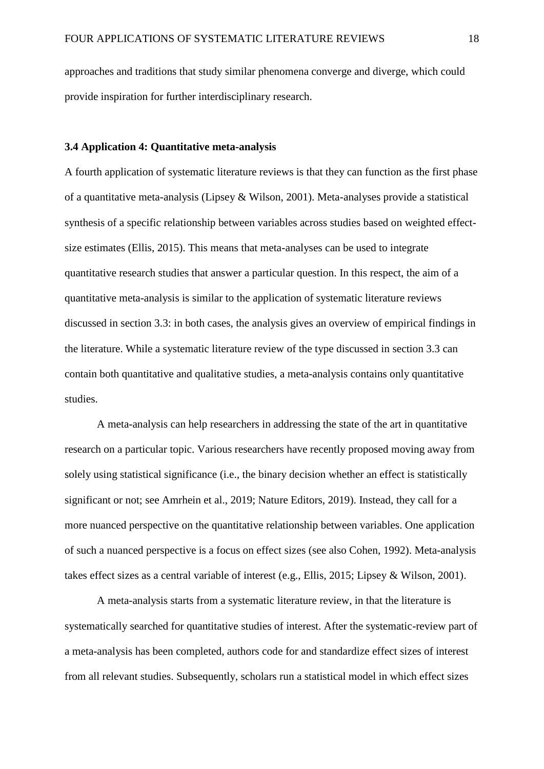approaches and traditions that study similar phenomena converge and diverge, which could provide inspiration for further interdisciplinary research.

### 3.4 Application 4: Quantitative meta-analysis

A fourth application of systematic literature reviews is that they can function as the first phase of a quantitative meta-analysis (Lipsey & Wilson, 2001). Meta-analyses provide a statistical synthesis of a specific relationship between variables across studies based on weighted effect-size estimates (Ellis, 2015). This means that meta-analyses can be used to integrate quantitative research studies that answer a particular question. In this respect, the aim of a quantitative meta-analysis is similar to the application of systematic literature reviews discussed in section 3.3: in both cases, the analysis gives an overview of empirical findings in the literature. While a systematic literature review of the type discussed in section 3.3 can contain both quantitative and qualitative studies, a meta-analysis contains only quantitative studies.

A meta-analysis can help researchers in addressing the state of the art in quantitative research on a particular topic. Various researchers have recently proposed moving away from solely using statistical significance (i.e., the binary decision whether an effect is statistically significant or not; see Amrhein et al., 2019; Nature Editors, 2019). Instead, they call for a more nuanced perspective on the quantitative relationship between variables. One application of such a nuanced perspective is a focus on effect sizes (see also Cohen, 1992). Meta-analysis takes effect sizes as a central variable of interest (e.g., Ellis, 2015; Lipsey & Wilson, 2001).

A meta-analysis starts from a systematic literature review, in that the literature is systematically searched for quantitative studies of interest. After the systematic-review part of a meta-analysis has been completed, authors code for and standardize effect sizes of interest from all relevant studies. Subsequently, scholars run a statistical model in which effect sizes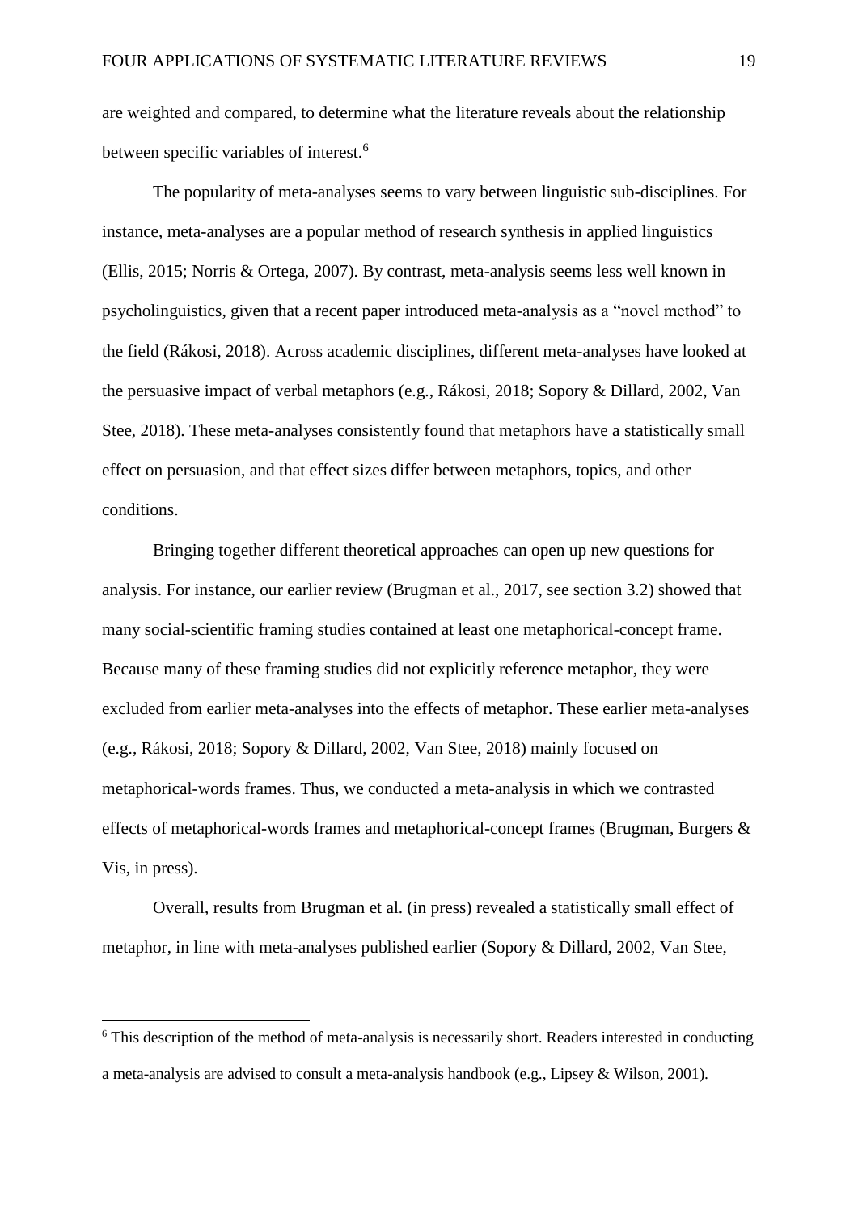are weighted and compared, to determine what the literature reveals about the relationship between specific variables of interest.[6]

The popularity of meta-analyses seems to vary between linguistic sub-disciplines. For instance, meta-analyses are a popular method of research synthesis in applied linguistics (Ellis, 2015; Norris & Ortega, 2007). By contrast, meta-analysis seems less well known in psycholinguistics, given that a recent paper introduced meta-analysis as a "novel method" to the field (Rákosi, 2018). Across academic disciplines, different meta-analyses have looked at the persuasive impact of verbal metaphors (e.g., Rákosi, 2018; Sopory & Dillard, 2002, Van Stee, 2018). These meta-analyses consistently found that metaphors have a statistically small effect on persuasion, and that effect sizes differ between metaphors, topics, and other conditions.

Bringing together different theoretical approaches can open up new questions for analysis. For instance, our earlier review (Brugman et al., 2017, see section 3.2) showed that many social-scientific framing studies contained at least one metaphorical-concept frame. Because many of these framing studies did not explicitly reference metaphor, they were excluded from earlier meta-analyses into the effects of metaphor. These earlier meta-analyses (e.g., Rákosi, 2018; Sopory & Dillard, 2002, Van Stee, 2018) mainly focused on metaphorical-words frames. Thus, we conducted a meta-analysis in which we contrasted effects of metaphorical-words frames and metaphorical-concept frames (Brugman, Burgers & Vis, in press).

Overall, results from Brugman et al. (in press) revealed a statistically small effect of metaphor, in line with meta-analyses published earlier (Sopory & Dillard, 2002, Van Stee,

[6] This description of the method of meta-analysis is necessarily short. Readers interested in conducting a meta-analysis are advised to consult a meta-analysis handbook (e.g., Lipsey & Wilson, 2001).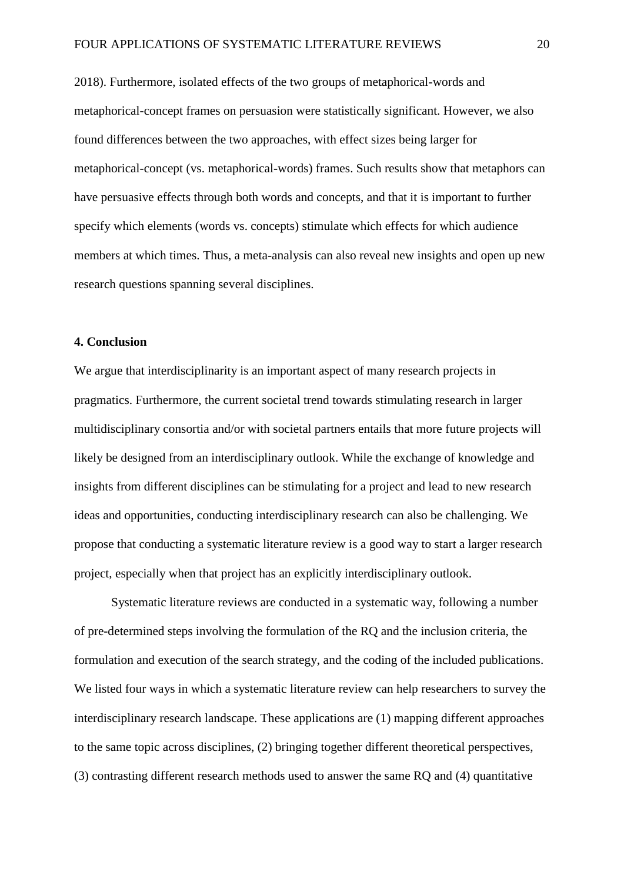2018). Furthermore, isolated effects of the two groups of metaphorical-words and metaphorical-concept frames on persuasion were statistically significant. However, we also found differences between the two approaches, with effect sizes being larger for metaphorical-concept (vs. metaphorical-words) frames. Such results show that metaphors can have persuasive effects through both words and concepts, and that it is important to further specify which elements (words vs. concepts) stimulate which effects for which audience members at which times. Thus, a meta-analysis can also reveal new insights and open up new research questions spanning several disciplines.

## 4. Conclusion

We argue that interdisciplinarity is an important aspect of many research projects in pragmatics. Furthermore, the current societal trend towards stimulating research in larger multidisciplinary consortia and/or with societal partners entails that more future projects will likely be designed from an interdisciplinary outlook. While the exchange of knowledge and insights from different disciplines can be stimulating for a project and lead to new research ideas and opportunities, conducting interdisciplinary research can also be challenging. We propose that conducting a systematic literature review is a good way to start a larger research project, especially when that project has an explicitly interdisciplinary outlook.

Systematic literature reviews are conducted in a systematic way, following a number of pre-determined steps involving the formulation of the RQ and the inclusion criteria, the formulation and execution of the search strategy, and the coding of the included publications. We listed four ways in which a systematic literature review can help researchers to survey the interdisciplinary research landscape. These applications are (1) mapping different approaches to the same topic across disciplines, (2) bringing together different theoretical perspectives, (3) contrasting different research methods used to answer the same RQ and (4) quantitative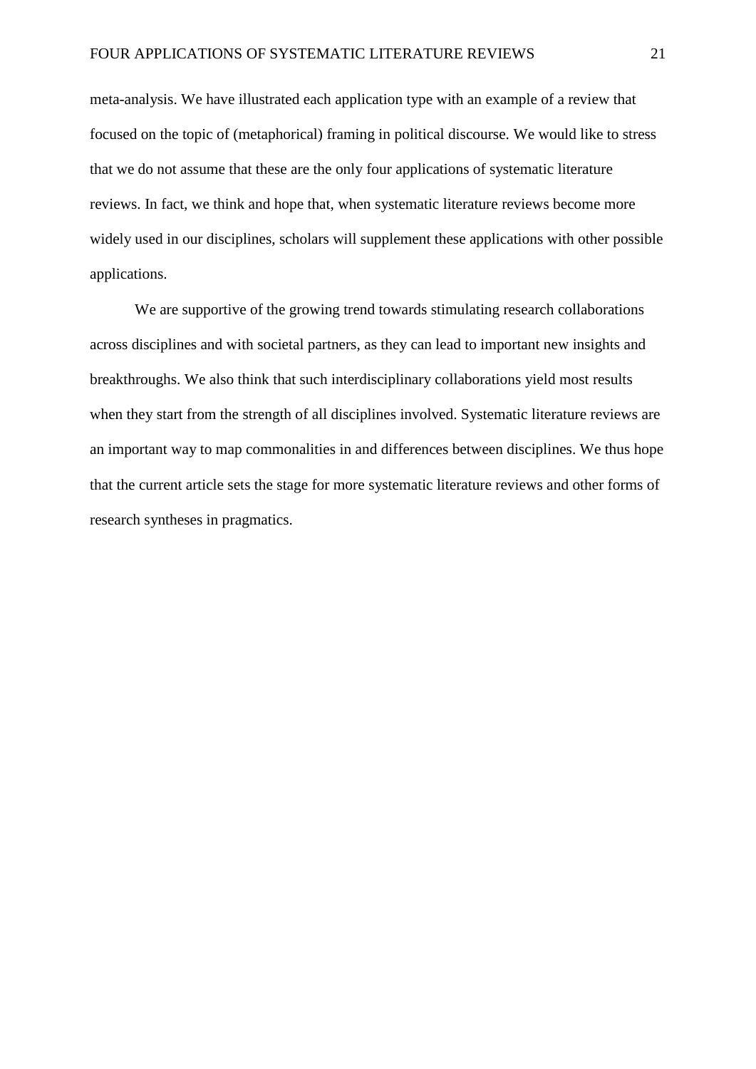meta-analysis. We have illustrated each application type with an example of a review that focused on the topic of (metaphorical) framing in political discourse. We would like to stress that we do not assume that these are the only four applications of systematic literature reviews. In fact, we think and hope that, when systematic literature reviews become more widely used in our disciplines, scholars will supplement these applications with other possible applications.

We are supportive of the growing trend towards stimulating research collaborations across disciplines and with societal partners, as they can lead to important new insights and breakthroughs. We also think that such interdisciplinary collaborations yield most results when they start from the strength of all disciplines involved. Systematic literature reviews are an important way to map commonalities in and differences between disciplines. We thus hope that the current article sets the stage for more systematic literature reviews and other forms of research syntheses in pragmatics.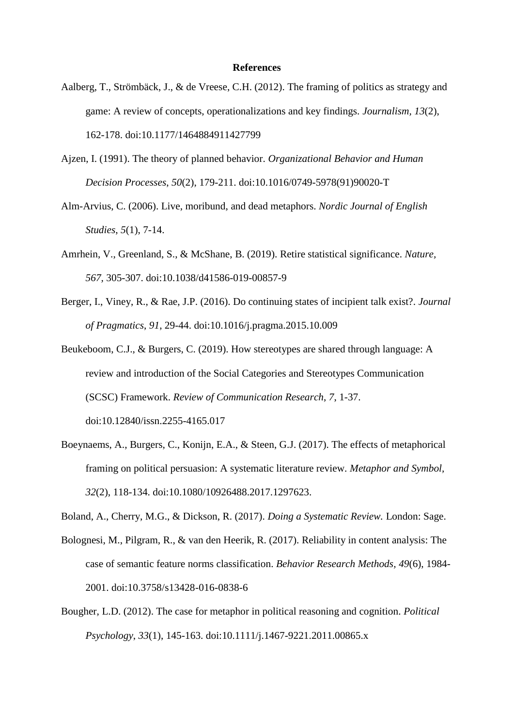**References**

Aalberg, T., Strömbäck, J., & de Vreese, C.H. (2012). The framing of politics as strategy and game: A review of concepts, operationalizations and key findings. *Journalism*, *13*(2), 162-178. doi:10.1177/1464884911427799

Ajzen, I. (1991). The theory of planned behavior. *Organizational Behavior and Human Decision Processes*, *50*(2), 179-211. doi:10.1016/0749-5978(91)90020-T

Alm-Arvius, C. (2006). Live, moribund, and dead metaphors. *Nordic Journal of English Studies*, *5*(1), 7-14.

Amrhein, V., Greenland, S., & McShane, B. (2019). Retire statistical significance. *Nature*, *567*, 305-307. doi:10.1038/d41586-019-00857-9

Berger, I., Viney, R., & Rae, J.P. (2016). Do continuing states of incipient talk exist?. *Journal of Pragmatics*, *91*, 29-44. doi:10.1016/j.pragma.2015.10.009

Beukeboom, C.J., & Burgers, C. (2019). How stereotypes are shared through language: A review and introduction of the Social Categories and Stereotypes Communication (SCSC) Framework. *Review of Communication Research*, *7*, 1-37. doi:10.12840/issn.2255-4165.017

Boeynaems, A., Burgers, C., Konijn, E.A., & Steen, G.J. (2017). The effects of metaphorical framing on political persuasion: A systematic literature review. *Metaphor and Symbol*, *32*(2), 118-134. doi:10.1080/10926488.2017.1297623.

Boland, A., Cherry, M.G., & Dickson, R. (2017). *Doing a Systematic Review.* London: Sage.

Bolognesi, M., Pilgram, R., & van den Heerik, R. (2017). Reliability in content analysis: The case of semantic feature norms classification. *Behavior Research Methods*, *49*(6), 1984-2001. doi:10.3758/s13428-016-0838-6

Bougher, L.D. (2012). The case for metaphor in political reasoning and cognition. *Political Psychology*, *33*(1), 145-163. doi:10.1111/j.1467-9221.2011.00865.x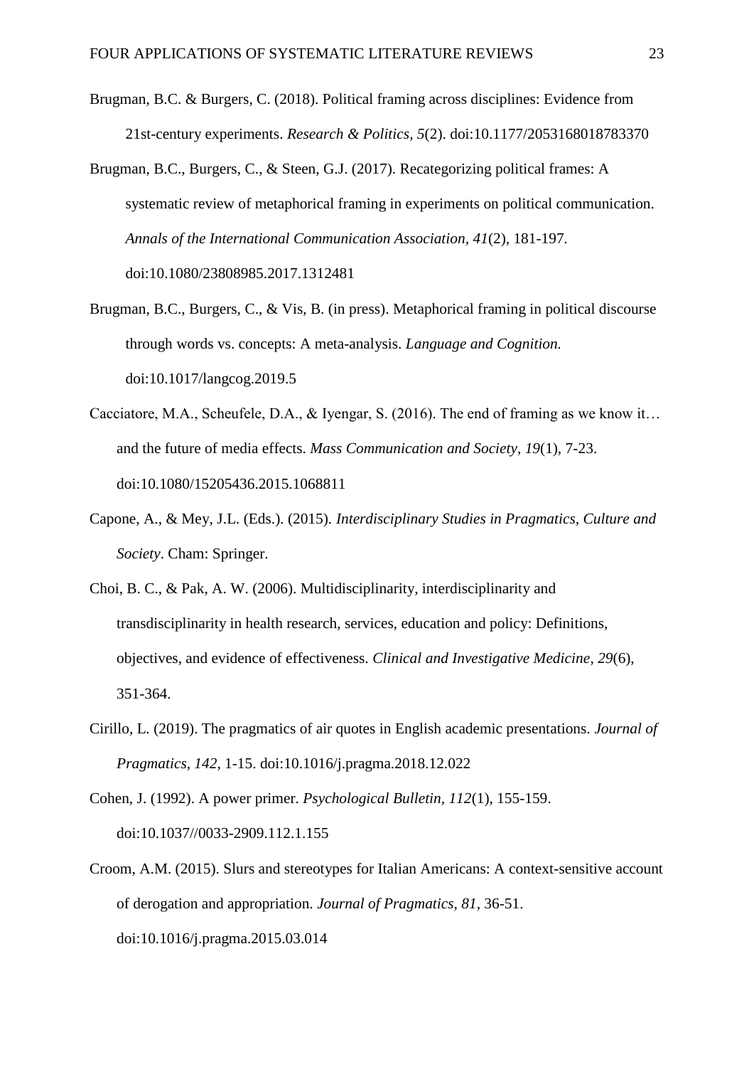Brugman, B.C. & Burgers, C. (2018). Political framing across disciplines: Evidence from 21st-century experiments. *Research & Politics*, *5*(2). doi:10.1177/2053168018783370

Brugman, B.C., Burgers, C., & Steen, G.J. (2017). Recategorizing political frames: A systematic review of metaphorical framing in experiments on political communication. *Annals of the International Communication Association, 41*(2), 181-197. doi:10.1080/23808985.2017.1312481

Brugman, B.C., Burgers, C., & Vis, B. (in press). Metaphorical framing in political discourse through words vs. concepts: A meta-analysis. *Language and Cognition.* doi:10.1017/langcog.2019.5

Cacciatore, M.A., Scheufele, D.A., & Iyengar, S. (2016). The end of framing as we know it… and the future of media effects. *Mass Communication and Society*, *19*(1), 7-23. doi:10.1080/15205436.2015.1068811

Capone, A., & Mey, J.L. (Eds.). (2015). *Interdisciplinary Studies in Pragmatics, Culture and Society*. Cham: Springer.

Choi, B. C., & Pak, A. W. (2006). Multidisciplinarity, interdisciplinarity and transdisciplinarity in health research, services, education and policy: Definitions, objectives, and evidence of effectiveness. *Clinical and Investigative Medicine*, *29*(6), 351-364.

Cirillo, L. (2019). The pragmatics of air quotes in English academic presentations. *Journal of Pragmatics*, *142*, 1-15. doi:10.1016/j.pragma.2018.12.022

Cohen, J. (1992). A power primer. *Psychological Bulletin, 112*(1), 155-159. doi:10.1037//0033-2909.112.1.155

Croom, A.M. (2015). Slurs and stereotypes for Italian Americans: A context-sensitive account of derogation and appropriation. *Journal of Pragmatics*, *81*, 36-51. doi:10.1016/j.pragma.2015.03.014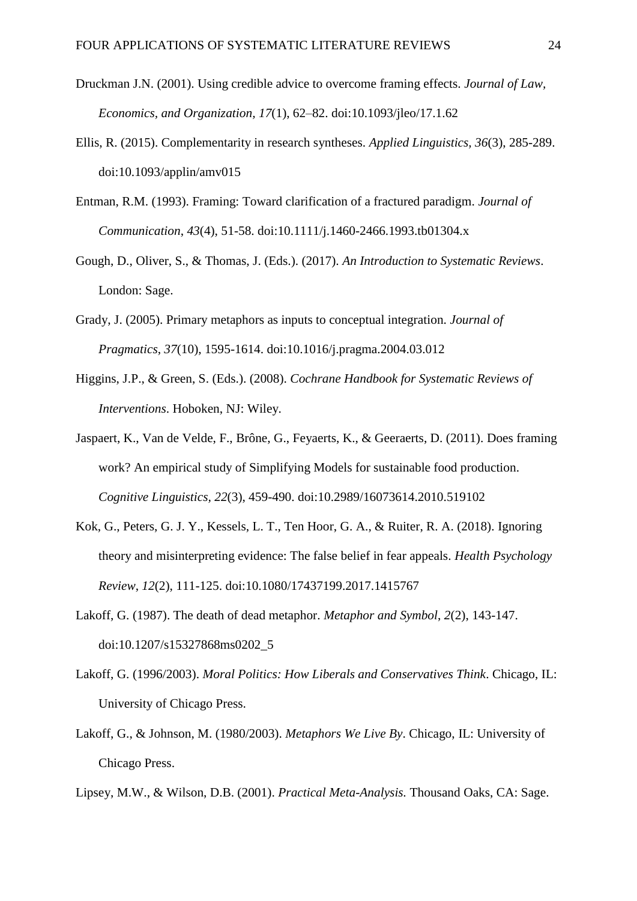Druckman J.N. (2001). Using credible advice to overcome framing effects. *Journal of Law, Economics, and Organization, 17*(1), 62–82. doi:10.1093/jleo/17.1.62

Ellis, R. (2015). Complementarity in research syntheses. *Applied Linguistics, 36*(3), 285-289. doi:10.1093/applin/amv015

Entman, R.M. (1993). Framing: Toward clarification of a fractured paradigm. *Journal of Communication*, *43*(4), 51-58. doi:10.1111/j.1460-2466.1993.tb01304.x

Gough, D., Oliver, S., & Thomas, J. (Eds.). (2017). *An Introduction to Systematic Reviews*. London: Sage.

Grady, J. (2005). Primary metaphors as inputs to conceptual integration. *Journal of Pragmatics*, *37*(10), 1595-1614. doi:10.1016/j.pragma.2004.03.012

Higgins, J.P., & Green, S. (Eds.). (2008). *Cochrane Handbook for Systematic Reviews of Interventions*. Hoboken, NJ: Wiley.

Jaspaert, K., Van de Velde, F., Brône, G., Feyaerts, K., & Geeraerts, D. (2011). Does framing work? An empirical study of Simplifying Models for sustainable food production. *Cognitive Linguistics, 22*(3), 459-490. doi:10.2989/16073614.2010.519102

Kok, G., Peters, G. J. Y., Kessels, L. T., Ten Hoor, G. A., & Ruiter, R. A. (2018). Ignoring theory and misinterpreting evidence: The false belief in fear appeals. *Health Psychology Review*, *12*(2), 111-125. doi:10.1080/17437199.2017.1415767

Lakoff, G. (1987). The death of dead metaphor. *Metaphor and Symbol*, *2*(2), 143-147. doi:10.1207/s15327868ms0202_5

Lakoff, G. (1996/2003). *Moral Politics: How Liberals and Conservatives Think*. Chicago, IL: University of Chicago Press.

Lakoff, G., & Johnson, M. (1980/2003). *Metaphors We Live By*. Chicago, IL: University of Chicago Press.

Lipsey, M.W., & Wilson, D.B. (2001). *Practical Meta-Analysis.* Thousand Oaks, CA: Sage.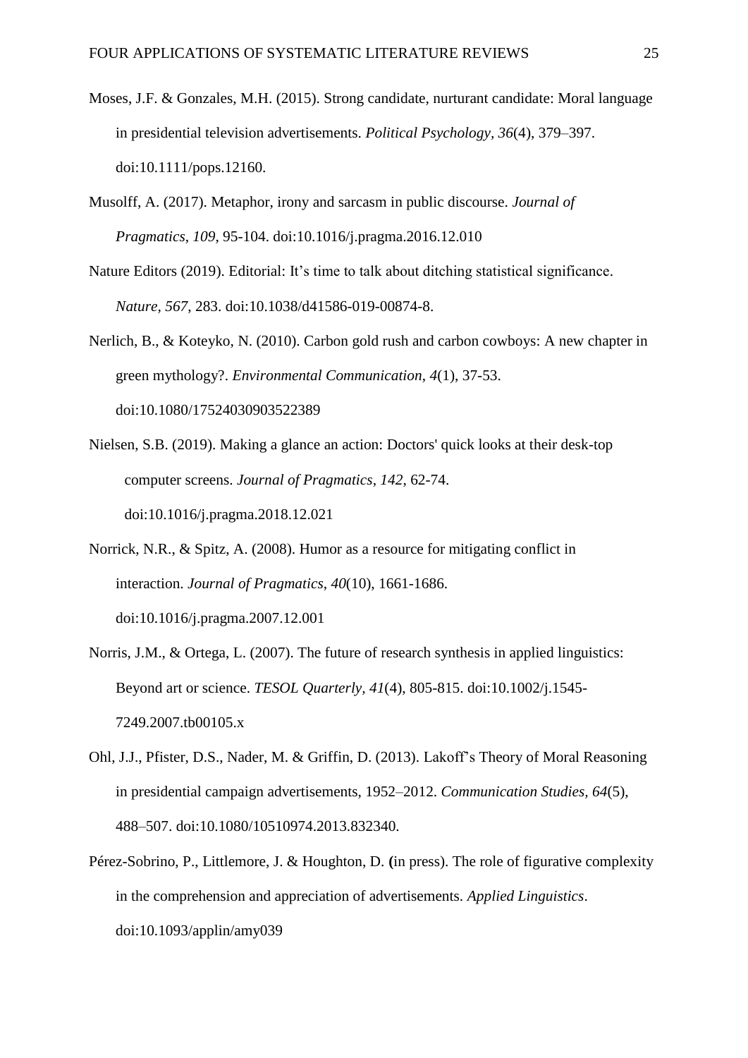Moses, J.F. & Gonzales, M.H. (2015). Strong candidate, nurturant candidate: Moral language in presidential television advertisements. *Political Psychology*, *36*(4), 379–397. doi:10.1111/pops.12160.

Musolff, A. (2017). Metaphor, irony and sarcasm in public discourse. *Journal of Pragmatics*, *109*, 95-104. doi:10.1016/j.pragma.2016.12.010

Nature Editors (2019). Editorial: It's time to talk about ditching statistical significance. *Nature*, *567*, 283. doi:10.1038/d41586-019-00874-8.

Nerlich, B., & Koteyko, N. (2010). Carbon gold rush and carbon cowboys: A new chapter in green mythology?. *Environmental Communication*, *4*(1), 37-53. doi:10.1080/17524030903522389

Nielsen, S.B. (2019). Making a glance an action: Doctors' quick looks at their desk-top computer screens. *Journal of Pragmatics*, *142*, 62-74. doi:10.1016/j.pragma.2018.12.021

Norrick, N.R., & Spitz, A. (2008). Humor as a resource for mitigating conflict in interaction. *Journal of Pragmatics*, *40*(10), 1661-1686. doi:10.1016/j.pragma.2007.12.001

Norris, J.M., & Ortega, L. (2007). The future of research synthesis in applied linguistics: Beyond art or science. *TESOL Quarterly*, *41*(4), 805-815. doi:10.1002/j.1545-7249.2007.tb00105.x

Ohl, J.J., Pfister, D.S., Nader, M. & Griffin, D. (2013). Lakoff's Theory of Moral Reasoning in presidential campaign advertisements, 1952–2012. *Communication Studies*, *64*(5), 488–507. doi:10.1080/10510974.2013.832340.

Pérez-Sobrino, P., Littlemore, J. & Houghton, D. (in press). The role of figurative complexity in the comprehension and appreciation of advertisements. *Applied Linguistics*. doi:10.1093/applin/amy039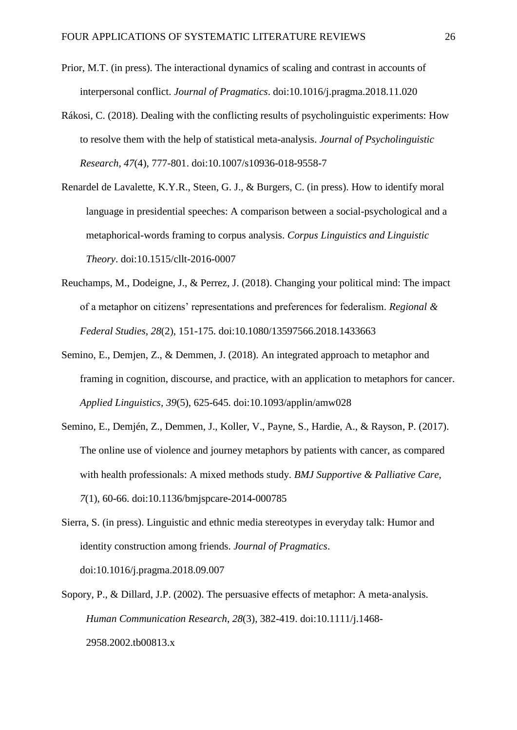Prior, M.T. (in press). The interactional dynamics of scaling and contrast in accounts of interpersonal conflict. *Journal of Pragmatics*. doi:10.1016/j.pragma.2018.11.020

Rákosi, C. (2018). Dealing with the conflicting results of psycholinguistic experiments: How to resolve them with the help of statistical meta-analysis. *Journal of Psycholinguistic Research*, *47*(4), 777-801. doi:10.1007/s10936-018-9558-7

Renardel de Lavalette, K.Y.R., Steen, G. J., & Burgers, C. (in press). How to identify moral language in presidential speeches: A comparison between a social-psychological and a metaphorical-words framing to corpus analysis. *Corpus Linguistics and Linguistic Theory*. doi:10.1515/cllt-2016-0007

Reuchamps, M., Dodeigne, J., & Perrez, J. (2018). Changing your political mind: The impact of a metaphor on citizens' representations and preferences for federalism. *Regional & Federal Studies*, *28*(2), 151-175. doi:10.1080/13597566.2018.1433663

Semino, E., Demjen, Z., & Demmen, J. (2018). An integrated approach to metaphor and framing in cognition, discourse, and practice, with an application to metaphors for cancer. *Applied Linguistics*, *39*(5), 625-645. doi:10.1093/applin/amw028

Semino, E., Demjén, Z., Demmen, J., Koller, V., Payne, S., Hardie, A., & Rayson, P. (2017). The online use of violence and journey metaphors by patients with cancer, as compared with health professionals: A mixed methods study. *BMJ Supportive & Palliative Care*, *7*(1), 60-66. doi:10.1136/bmjspcare-2014-000785

Sierra, S. (in press). Linguistic and ethnic media stereotypes in everyday talk: Humor and identity construction among friends. *Journal of Pragmatics*. doi:10.1016/j.pragma.2018.09.007

Sopory, P., & Dillard, J.P. (2002). The persuasive effects of metaphor: A meta-analysis. *Human Communication Research*, *28*(3), 382-419. doi:10.1111/j.1468-2958.2002.tb00813.x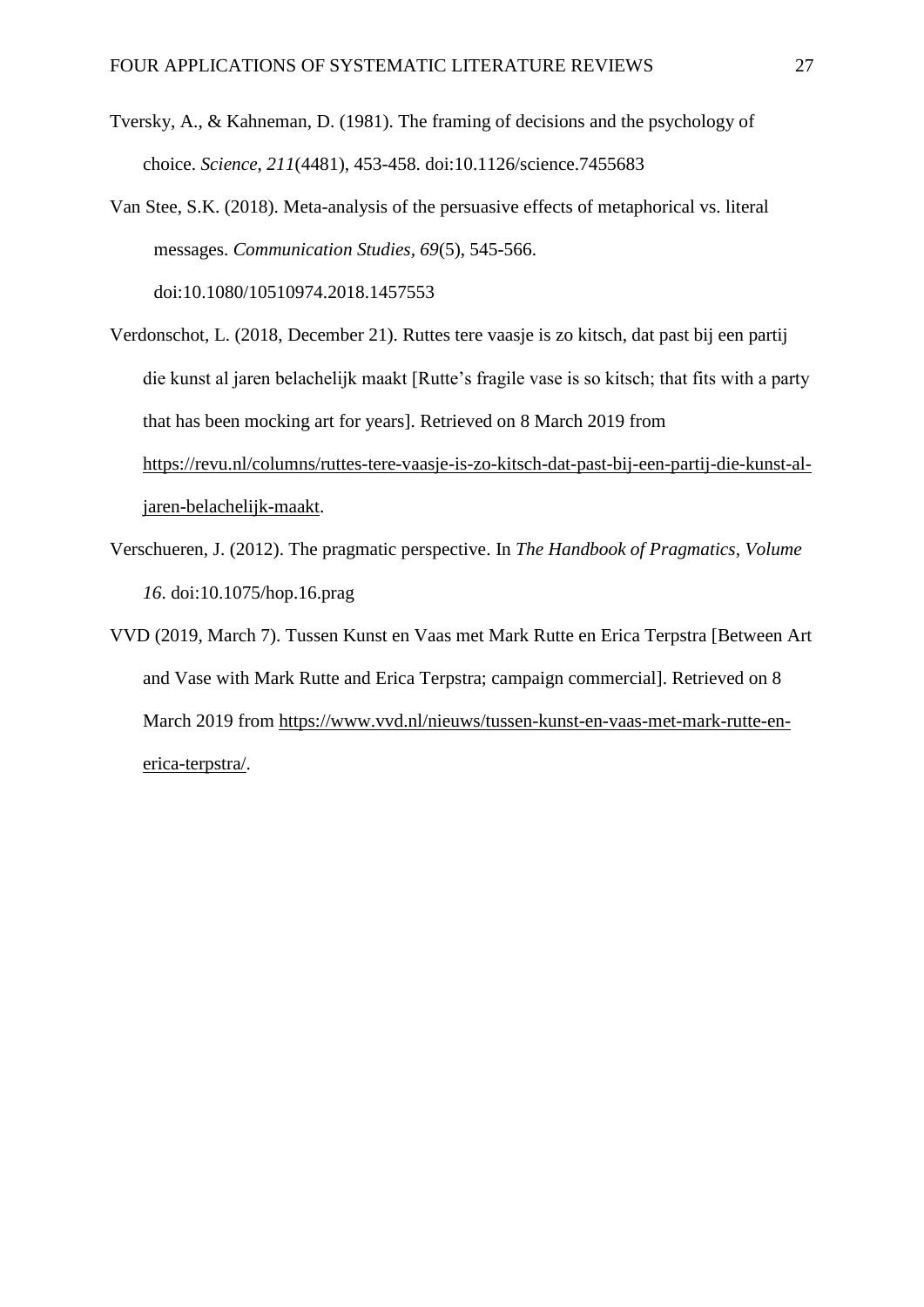Tversky, A., & Kahneman, D. (1981). The framing of decisions and the psychology of choice. *Science*, *211*(4481), 453-458. doi:10.1126/science.7455683

Van Stee, S.K. (2018). Meta-analysis of the persuasive effects of metaphorical vs. literal messages. *Communication Studies*, *69*(5), 545-566. doi:10.1080/10510974.2018.1457553

Verdonschot, L. (2018, December 21). Ruttes tere vaasje is zo kitsch, dat past bij een partij die kunst al jaren belachelijk maakt [Rutte's fragile vase is so kitsch; that fits with a party that has been mocking art for years]. Retrieved on 8 March 2019 from https://revu.nl/columns/ruttes-tere-vaasje-is-zo-kitsch-dat-past-bij-een-partij-die-kunst-al-jaren-belachelijk-maakt.

Verschueren, J. (2012). The pragmatic perspective. In *The Handbook of Pragmatics, Volume 16*. doi:10.1075/hop.16.prag

VVD (2019, March 7). Tussen Kunst en Vaas met Mark Rutte en Erica Terpstra [Between Art and Vase with Mark Rutte and Erica Terpstra; campaign commercial]. Retrieved on 8 March 2019 from https://www.vvd.nl/nieuws/tussen-kunst-en-vaas-met-mark-rutte-en-erica-terpstra/.